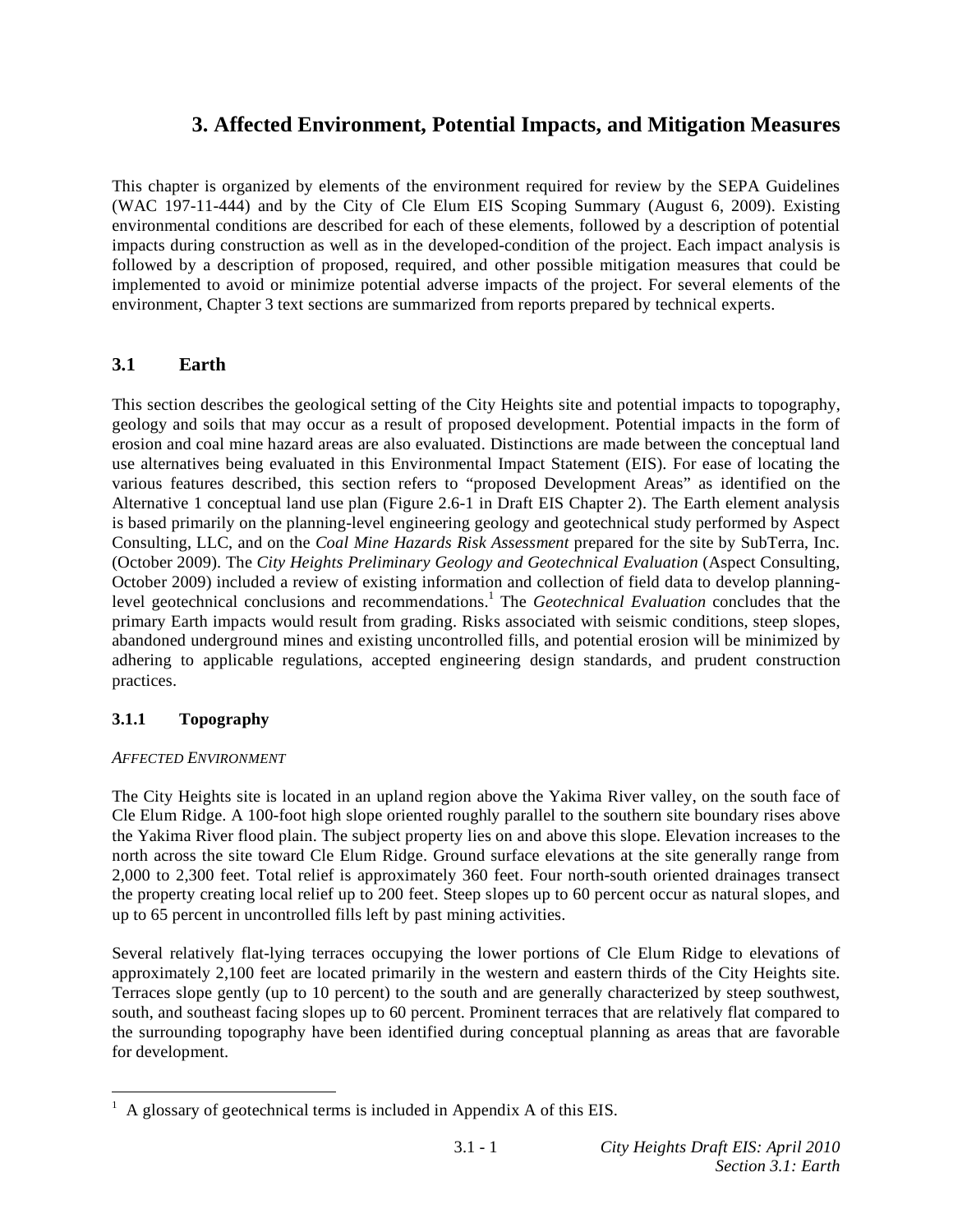# 3. Affected Environment, Potential Impacts, and Mitigation Measures

This chapter is organized by elements of the environment required for review by the SEPA Guidelines (WAC 197-11-444) and by the City of Cle Elum EIS Scoping Summary (August 6, 2009). Existing environmental conditions are described for each of these elements, followed by a description of potential impacts during construction as well as in the developed-condition of the project. Each impact analysis is followed by a description of proposed, required, and other possible mitigation measures that could be implemented to avoid or minimize potential adverse impacts of the project. For several elements of the environment, Chapter 3 text sections are summarized from reports prepared by technical experts.

## 3.1 Earth

This section describes the geological setting of the City Heights site and potential impacts to topography, geology and soils that may occur as a result of proposed development. Potential impacts in the form of erosion and coal mine hazard areas are also evaluated. Distinctions are made between the conceptual land use alternatives being evaluated in this Environmental Impact Statement (EIS). For ease of locating the various features described, this section refers to "proposed Development Areas" as identified on the Alternative 1 conceptual land use plan (Figure 2.6-1 in Draft EIS Chapter 2). The Earth element analysis is based primarily on the planning-level engineering geology and geotechnical study performed by Aspect Consulting, LLC, and on the *Coal Mine Hazards Risk Assessment* prepared for the site by SubTerra, Inc. (October 2009). The *City Heights Preliminary Geology and Geotechnical Evaluation* (Aspect Consulting, October 2009) included a review of existing information and collection of field data to develop planning-level geotechnical conclusions and recommendations.[1] The *Geotechnical Evaluation* concludes that the primary Earth impacts would result from grading. Risks associated with seismic conditions, steep slopes, abandoned underground mines and existing uncontrolled fills, and potential erosion will be minimized by adhering to applicable regulations, accepted engineering design standards, and prudent construction practices.

### 3.1.1 Topography

*AFFECTED ENVIRONMENT*

The City Heights site is located in an upland region above the Yakima River valley, on the south face of Cle Elum Ridge. A 100-foot high slope oriented roughly parallel to the southern site boundary rises above the Yakima River flood plain. The subject property lies on and above this slope. Elevation increases to the north across the site toward Cle Elum Ridge. Ground surface elevations at the site generally range from 2,000 to 2,300 feet. Total relief is approximately 360 feet. Four north-south oriented drainages transect the property creating local relief up to 200 feet. Steep slopes up to 60 percent occur as natural slopes, and up to 65 percent in uncontrolled fills left by past mining activities.

Several relatively flat-lying terraces occupying the lower portions of Cle Elum Ridge to elevations of approximately 2,100 feet are located primarily in the western and eastern thirds of the City Heights site. Terraces slope gently (up to 10 percent) to the south and are generally characterized by steep southwest, south, and southeast facing slopes up to 60 percent. Prominent terraces that are relatively flat compared to the surrounding topography have been identified during conceptual planning as areas that are favorable for development.

[1] A glossary of geotechnical terms is included in Appendix A of this EIS.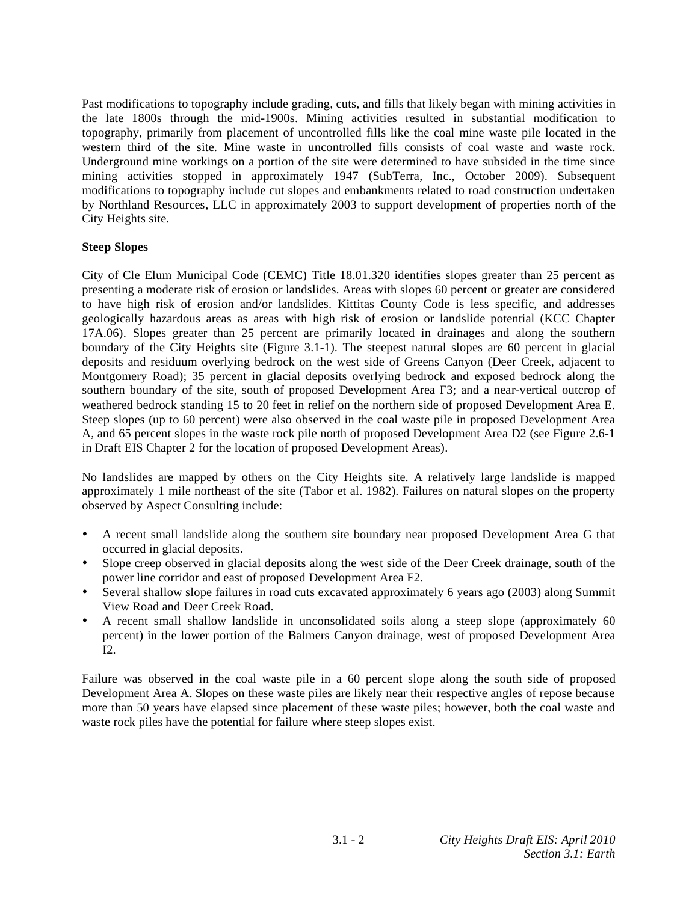Past modifications to topography include grading, cuts, and fills that likely began with mining activities in the late 1800s through the mid-1900s. Mining activities resulted in substantial modification to topography, primarily from placement of uncontrolled fills like the coal mine waste pile located in the western third of the site. Mine waste in uncontrolled fills consists of coal waste and waste rock. Underground mine workings on a portion of the site were determined to have subsided in the time since mining activities stopped in approximately 1947 (SubTerra, Inc., October 2009). Subsequent modifications to topography include cut slopes and embankments related to road construction undertaken by Northland Resources, LLC in approximately 2003 to support development of properties north of the City Heights site.

**Steep Slopes**

City of Cle Elum Municipal Code (CEMC) Title 18.01.320 identifies slopes greater than 25 percent as presenting a moderate risk of erosion or landslides. Areas with slopes 60 percent or greater are considered to have high risk of erosion and/or landslides. Kittitas County Code is less specific, and addresses geologically hazardous areas as areas with high risk of erosion or landslide potential (KCC Chapter 17A.06). Slopes greater than 25 percent are primarily located in drainages and along the southern boundary of the City Heights site (Figure 3.1-1). The steepest natural slopes are 60 percent in glacial deposits and residuum overlying bedrock on the west side of Greens Canyon (Deer Creek, adjacent to Montgomery Road); 35 percent in glacial deposits overlying bedrock and exposed bedrock along the southern boundary of the site, south of proposed Development Area F3; and a near-vertical outcrop of weathered bedrock standing 15 to 20 feet in relief on the northern side of proposed Development Area E. Steep slopes (up to 60 percent) were also observed in the coal waste pile in proposed Development Area A, and 65 percent slopes in the waste rock pile north of proposed Development Area D2 (see Figure 2.6-1 in Draft EIS Chapter 2 for the location of proposed Development Areas).

No landslides are mapped by others on the City Heights site. A relatively large landslide is mapped approximately 1 mile northeast of the site (Tabor et al. 1982). Failures on natural slopes on the property observed by Aspect Consulting include:

- A recent small landslide along the southern site boundary near proposed Development Area G that occurred in glacial deposits.
- Slope creep observed in glacial deposits along the west side of the Deer Creek drainage, south of the power line corridor and east of proposed Development Area F2.
- Several shallow slope failures in road cuts excavated approximately 6 years ago (2003) along Summit View Road and Deer Creek Road.
- A recent small shallow landslide in unconsolidated soils along a steep slope (approximately 60 percent) in the lower portion of the Balmers Canyon drainage, west of proposed Development Area I2.

Failure was observed in the coal waste pile in a 60 percent slope along the south side of proposed Development Area A. Slopes on these waste piles are likely near their respective angles of repose because more than 50 years have elapsed since placement of these waste piles; however, both the coal waste and waste rock piles have the potential for failure where steep slopes exist.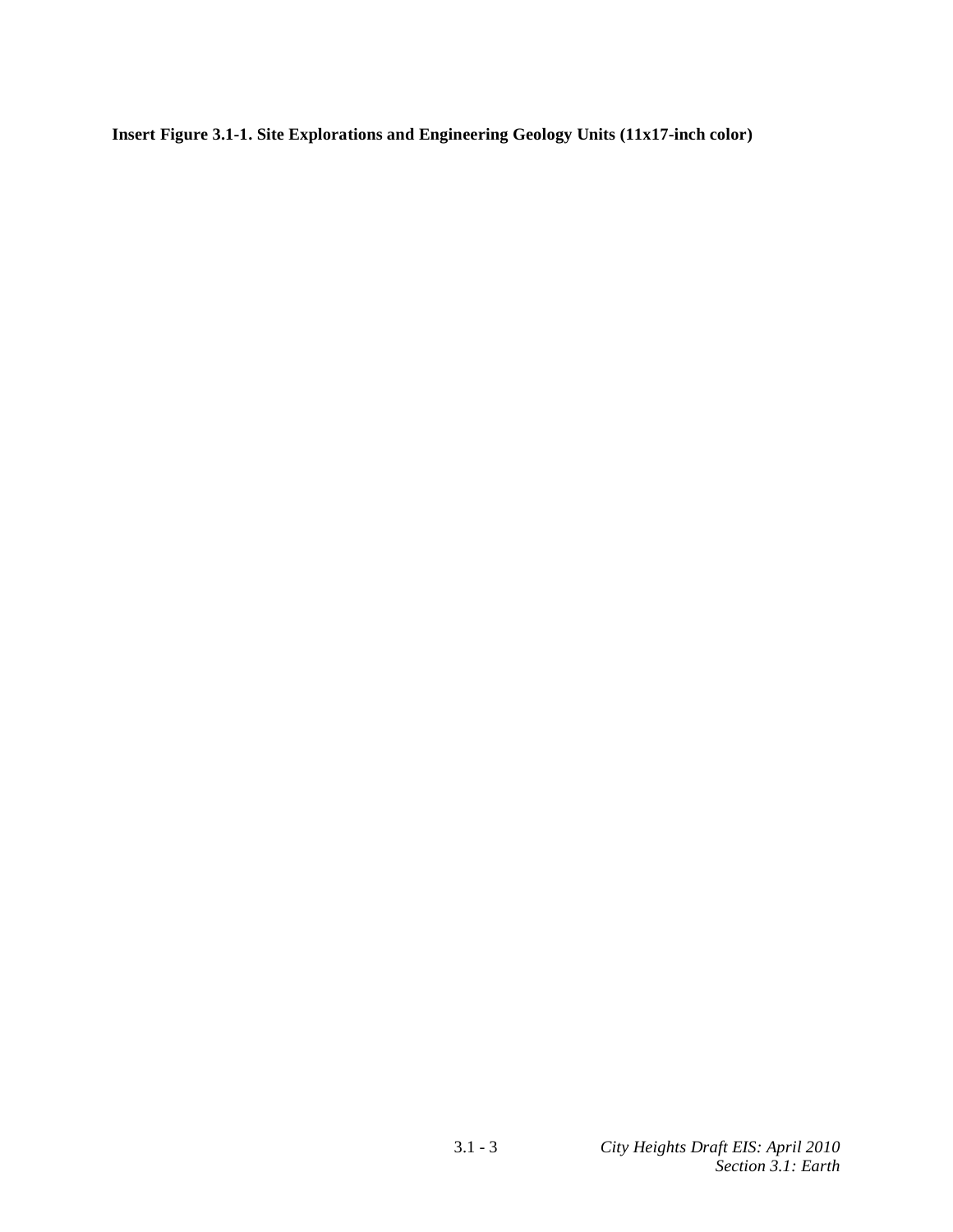**Insert Figure 3.1-1. Site Explorations and Engineering Geology Units (11x17-inch color)**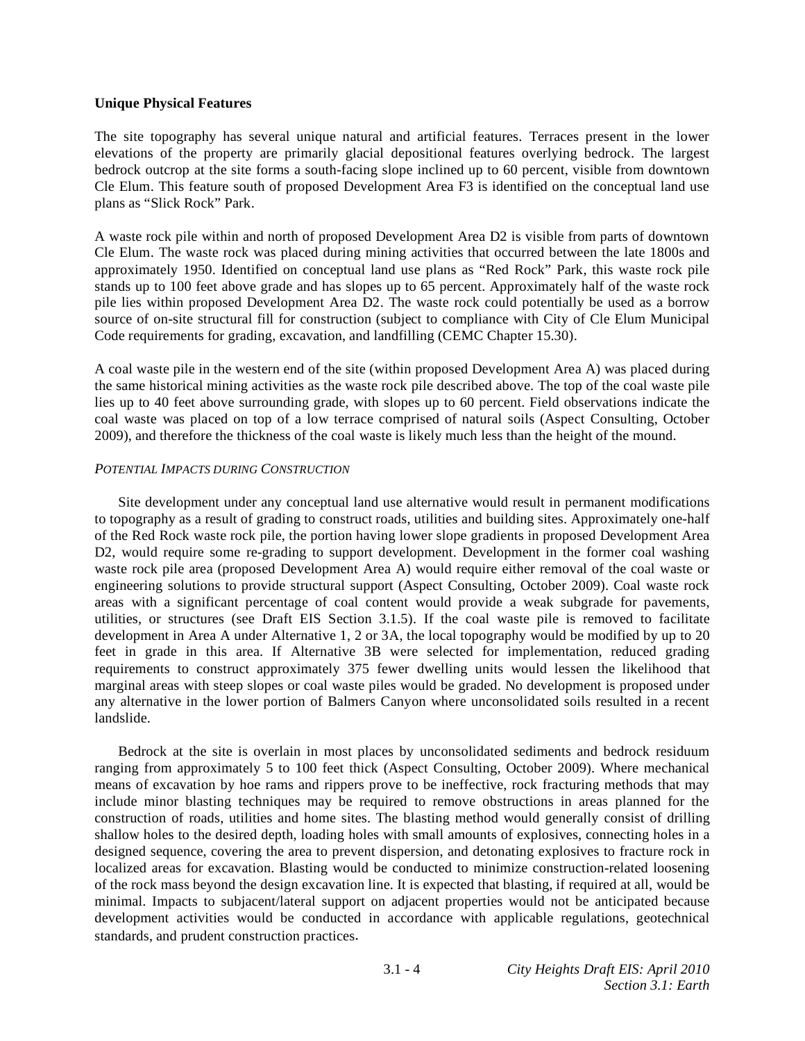**Unique Physical Features**

The site topography has several unique natural and artificial features. Terraces present in the lower elevations of the property are primarily glacial depositional features overlying bedrock. The largest bedrock outcrop at the site forms a south-facing slope inclined up to 60 percent, visible from downtown Cle Elum. This feature south of proposed Development Area F3 is identified on the conceptual land use plans as “Slick Rock” Park.

A waste rock pile within and north of proposed Development Area D2 is visible from parts of downtown Cle Elum. The waste rock was placed during mining activities that occurred between the late 1800s and approximately 1950. Identified on conceptual land use plans as “Red Rock” Park, this waste rock pile stands up to 100 feet above grade and has slopes up to 65 percent. Approximately half of the waste rock pile lies within proposed Development Area D2. The waste rock could potentially be used as a borrow source of on-site structural fill for construction (subject to compliance with City of Cle Elum Municipal Code requirements for grading, excavation, and landfilling (CEMC Chapter 15.30).

A coal waste pile in the western end of the site (within proposed Development Area A) was placed during the same historical mining activities as the waste rock pile described above. The top of the coal waste pile lies up to 40 feet above surrounding grade, with slopes up to 60 percent. Field observations indicate the coal waste was placed on top of a low terrace comprised of natural soils (Aspect Consulting, October 2009), and therefore the thickness of the coal waste is likely much less than the height of the mound.

*POTENTIAL IMPACTS DURING CONSTRUCTION*

Site development under any conceptual land use alternative would result in permanent modifications to topography as a result of grading to construct roads, utilities and building sites. Approximately one-half of the Red Rock waste rock pile, the portion having lower slope gradients in proposed Development Area D2, would require some re-grading to support development. Development in the former coal washing waste rock pile area (proposed Development Area A) would require either removal of the coal waste or engineering solutions to provide structural support (Aspect Consulting, October 2009). Coal waste rock areas with a significant percentage of coal content would provide a weak subgrade for pavements, utilities, or structures (see Draft EIS Section 3.1.5). If the coal waste pile is removed to facilitate development in Area A under Alternative 1, 2 or 3A, the local topography would be modified by up to 20 feet in grade in this area. If Alternative 3B were selected for implementation, reduced grading requirements to construct approximately 375 fewer dwelling units would lessen the likelihood that marginal areas with steep slopes or coal waste piles would be graded. No development is proposed under any alternative in the lower portion of Balmers Canyon where unconsolidated soils resulted in a recent landslide.

Bedrock at the site is overlain in most places by unconsolidated sediments and bedrock residuum ranging from approximately 5 to 100 feet thick (Aspect Consulting, October 2009). Where mechanical means of excavation by hoe rams and rippers prove to be ineffective, rock fracturing methods that may include minor blasting techniques may be required to remove obstructions in areas planned for the construction of roads, utilities and home sites. The blasting method would generally consist of drilling shallow holes to the desired depth, loading holes with small amounts of explosives, connecting holes in a designed sequence, covering the area to prevent dispersion, and detonating explosives to fracture rock in localized areas for excavation. Blasting would be conducted to minimize construction-related loosening of the rock mass beyond the design excavation line. It is expected that blasting, if required at all, would be minimal. Impacts to subjacent/lateral support on adjacent properties would not be anticipated because development activities would be conducted in accordance with applicable regulations, geotechnical standards, and prudent construction practices.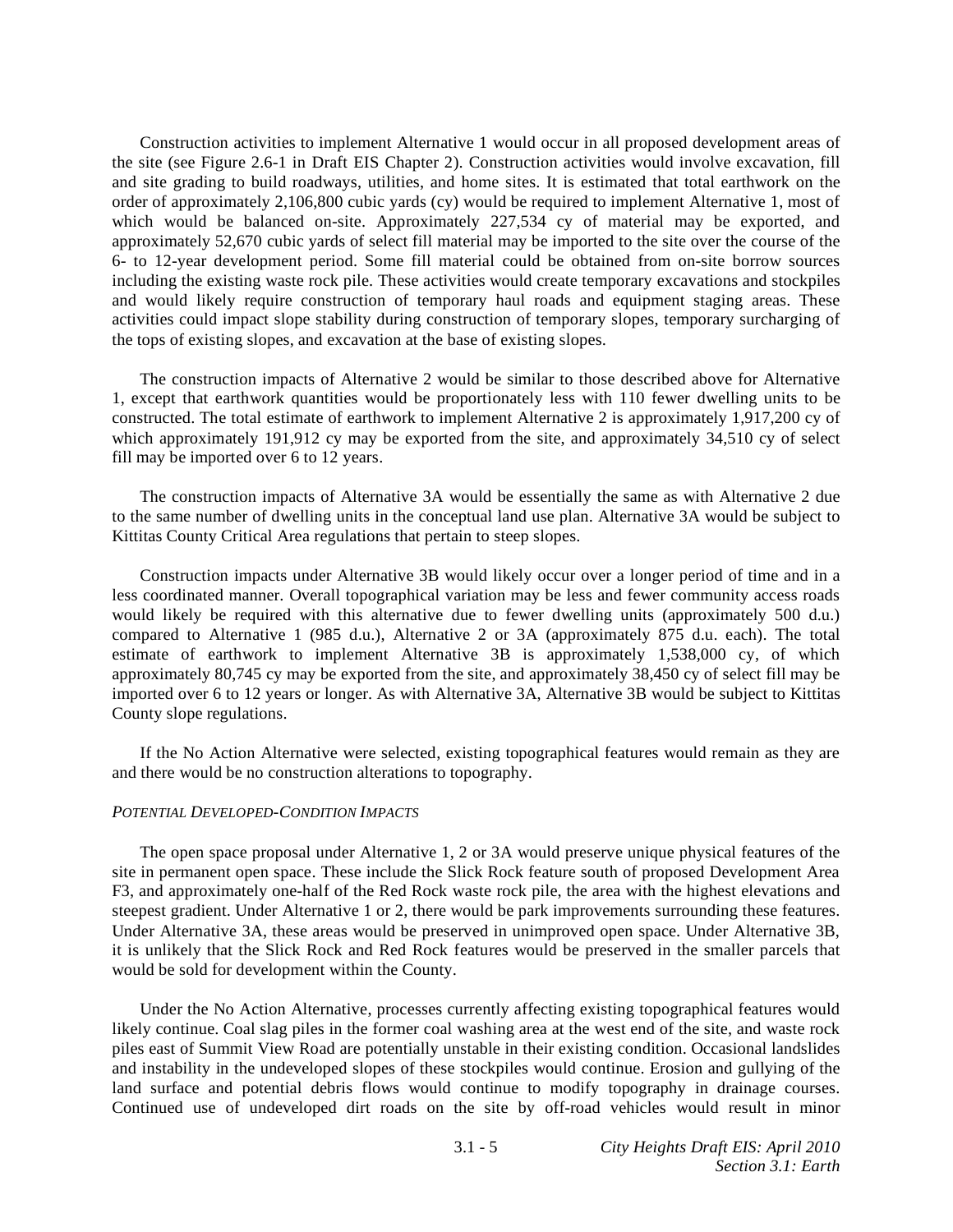Construction activities to implement Alternative 1 would occur in all proposed development areas of the site (see Figure 2.6-1 in Draft EIS Chapter 2). Construction activities would involve excavation, fill and site grading to build roadways, utilities, and home sites. It is estimated that total earthwork on the order of approximately 2,106,800 cubic yards (cy) would be required to implement Alternative 1, most of which would be balanced on-site. Approximately 227,534 cy of material may be exported, and approximately 52,670 cubic yards of select fill material may be imported to the site over the course of the 6- to 12-year development period. Some fill material could be obtained from on-site borrow sources including the existing waste rock pile. These activities would create temporary excavations and stockpiles and would likely require construction of temporary haul roads and equipment staging areas. These activities could impact slope stability during construction of temporary slopes, temporary surcharging of the tops of existing slopes, and excavation at the base of existing slopes.

The construction impacts of Alternative 2 would be similar to those described above for Alternative 1, except that earthwork quantities would be proportionately less with 110 fewer dwelling units to be constructed. The total estimate of earthwork to implement Alternative 2 is approximately 1,917,200 cy of which approximately 191,912 cy may be exported from the site, and approximately 34,510 cy of select fill may be imported over 6 to 12 years.

The construction impacts of Alternative 3A would be essentially the same as with Alternative 2 due to the same number of dwelling units in the conceptual land use plan. Alternative 3A would be subject to Kittitas County Critical Area regulations that pertain to steep slopes.

Construction impacts under Alternative 3B would likely occur over a longer period of time and in a less coordinated manner. Overall topographical variation may be less and fewer community access roads would likely be required with this alternative due to fewer dwelling units (approximately 500 d.u.) compared to Alternative 1 (985 d.u.), Alternative 2 or 3A (approximately 875 d.u. each). The total estimate of earthwork to implement Alternative 3B is approximately 1,538,000 cy, of which approximately 80,745 cy may be exported from the site, and approximately 38,450 cy of select fill may be imported over 6 to 12 years or longer. As with Alternative 3A, Alternative 3B would be subject to Kittitas County slope regulations.

If the No Action Alternative were selected, existing topographical features would remain as they are and there would be no construction alterations to topography.

*POTENTIAL DEVELOPED-CONDITION IMPACTS*

The open space proposal under Alternative 1, 2 or 3A would preserve unique physical features of the site in permanent open space. These include the Slick Rock feature south of proposed Development Area F3, and approximately one-half of the Red Rock waste rock pile, the area with the highest elevations and steepest gradient. Under Alternative 1 or 2, there would be park improvements surrounding these features. Under Alternative 3A, these areas would be preserved in unimproved open space. Under Alternative 3B, it is unlikely that the Slick Rock and Red Rock features would be preserved in the smaller parcels that would be sold for development within the County.

Under the No Action Alternative, processes currently affecting existing topographical features would likely continue. Coal slag piles in the former coal washing area at the west end of the site, and waste rock piles east of Summit View Road are potentially unstable in their existing condition. Occasional landslides and instability in the undeveloped slopes of these stockpiles would continue. Erosion and gullying of the land surface and potential debris flows would continue to modify topography in drainage courses. Continued use of undeveloped dirt roads on the site by off-road vehicles would result in minor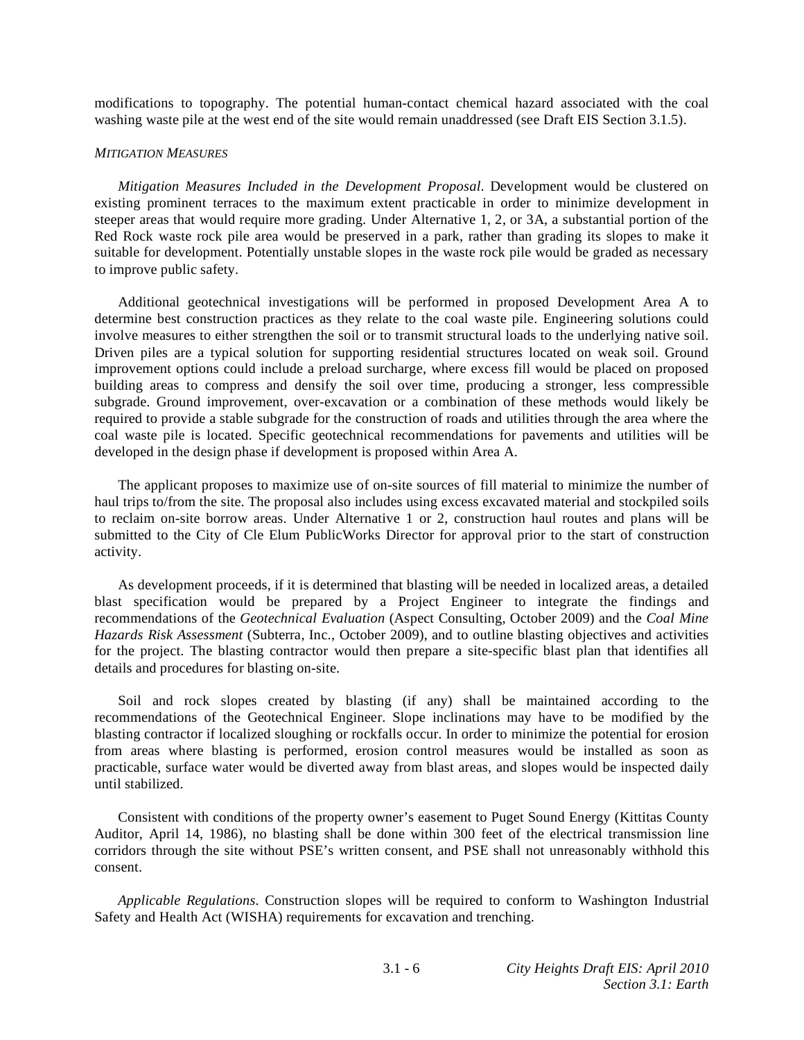modifications to topography. The potential human-contact chemical hazard associated with the coal washing waste pile at the west end of the site would remain unaddressed (see Draft EIS Section 3.1.5).

*MITIGATION MEASURES*

*Mitigation Measures Included in the Development Proposal*. Development would be clustered on existing prominent terraces to the maximum extent practicable in order to minimize development in steeper areas that would require more grading. Under Alternative 1, 2, or 3A, a substantial portion of the Red Rock waste rock pile area would be preserved in a park, rather than grading its slopes to make it suitable for development. Potentially unstable slopes in the waste rock pile would be graded as necessary to improve public safety.

Additional geotechnical investigations will be performed in proposed Development Area A to determine best construction practices as they relate to the coal waste pile. Engineering solutions could involve measures to either strengthen the soil or to transmit structural loads to the underlying native soil. Driven piles are a typical solution for supporting residential structures located on weak soil. Ground improvement options could include a preload surcharge, where excess fill would be placed on proposed building areas to compress and densify the soil over time, producing a stronger, less compressible subgrade. Ground improvement, over-excavation or a combination of these methods would likely be required to provide a stable subgrade for the construction of roads and utilities through the area where the coal waste pile is located. Specific geotechnical recommendations for pavements and utilities will be developed in the design phase if development is proposed within Area A.

The applicant proposes to maximize use of on-site sources of fill material to minimize the number of haul trips to/from the site. The proposal also includes using excess excavated material and stockpiled soils to reclaim on-site borrow areas. Under Alternative 1 or 2, construction haul routes and plans will be submitted to the City of Cle Elum PublicWorks Director for approval prior to the start of construction activity.

As development proceeds, if it is determined that blasting will be needed in localized areas, a detailed blast specification would be prepared by a Project Engineer to integrate the findings and recommendations of the *Geotechnical Evaluation* (Aspect Consulting, October 2009) and the *Coal Mine Hazards Risk Assessment* (Subterra, Inc., October 2009), and to outline blasting objectives and activities for the project. The blasting contractor would then prepare a site-specific blast plan that identifies all details and procedures for blasting on-site.

Soil and rock slopes created by blasting (if any) shall be maintained according to the recommendations of the Geotechnical Engineer. Slope inclinations may have to be modified by the blasting contractor if localized sloughing or rockfalls occur. In order to minimize the potential for erosion from areas where blasting is performed, erosion control measures would be installed as soon as practicable, surface water would be diverted away from blast areas, and slopes would be inspected daily until stabilized.

Consistent with conditions of the property owner's easement to Puget Sound Energy (Kittitas County Auditor, April 14, 1986), no blasting shall be done within 300 feet of the electrical transmission line corridors through the site without PSE's written consent, and PSE shall not unreasonably withhold this consent.

*Applicable Regulations*. Construction slopes will be required to conform to Washington Industrial Safety and Health Act (WISHA) requirements for excavation and trenching.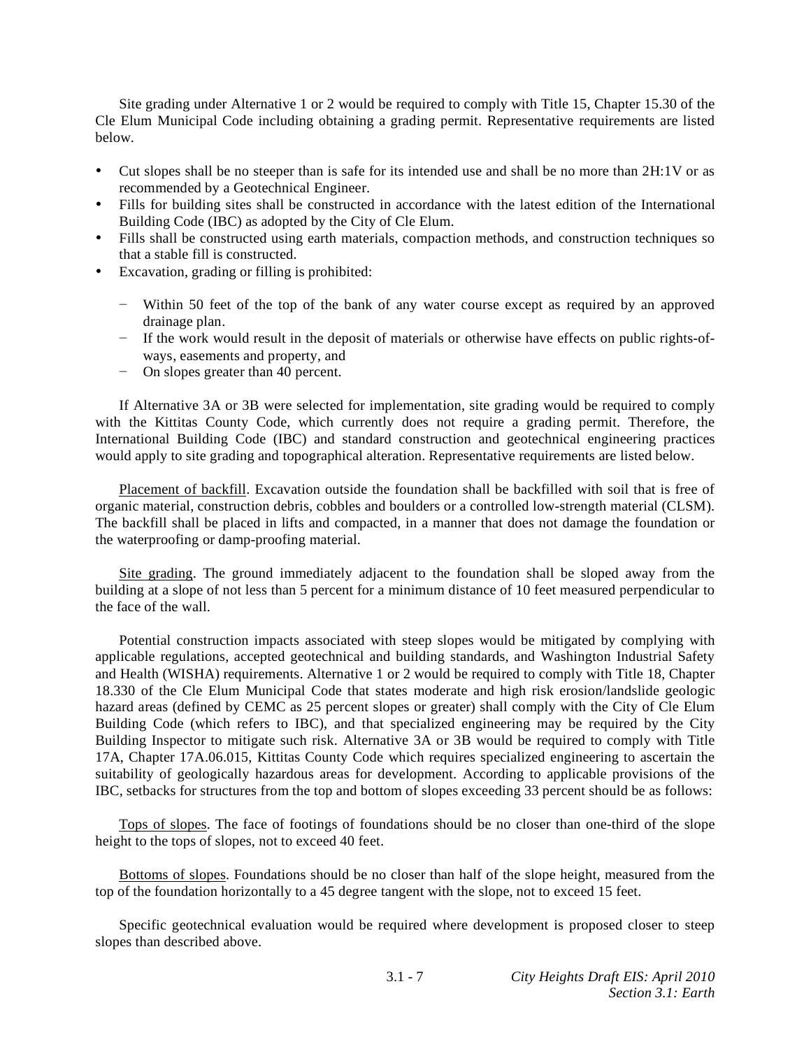Site grading under Alternative 1 or 2 would be required to comply with Title 15, Chapter 15.30 of the Cle Elum Municipal Code including obtaining a grading permit. Representative requirements are listed below.

- Cut slopes shall be no steeper than is safe for its intended use and shall be no more than 2H:1V or as recommended by a Geotechnical Engineer.
- Fills for building sites shall be constructed in accordance with the latest edition of the International Building Code (IBC) as adopted by the City of Cle Elum.
- Fills shall be constructed using earth materials, compaction methods, and construction techniques so that a stable fill is constructed.
- Excavation, grading or filling is prohibited:
  - Within 50 feet of the top of the bank of any water course except as required by an approved drainage plan.
  - If the work would result in the deposit of materials or otherwise have effects on public rights-of-ways, easements and property, and
  - On slopes greater than 40 percent.

If Alternative 3A or 3B were selected for implementation, site grading would be required to comply with the Kittitas County Code, which currently does not require a grading permit. Therefore, the International Building Code (IBC) and standard construction and geotechnical engineering practices would apply to site grading and topographical alteration. Representative requirements are listed below.

Placement of backfill. Excavation outside the foundation shall be backfilled with soil that is free of organic material, construction debris, cobbles and boulders or a controlled low-strength material (CLSM). The backfill shall be placed in lifts and compacted, in a manner that does not damage the foundation or the waterproofing or damp-proofing material.

Site grading. The ground immediately adjacent to the foundation shall be sloped away from the building at a slope of not less than 5 percent for a minimum distance of 10 feet measured perpendicular to the face of the wall.

Potential construction impacts associated with steep slopes would be mitigated by complying with applicable regulations, accepted geotechnical and building standards, and Washington Industrial Safety and Health (WISHA) requirements. Alternative 1 or 2 would be required to comply with Title 18, Chapter 18.330 of the Cle Elum Municipal Code that states moderate and high risk erosion/landslide geologic hazard areas (defined by CEMC as 25 percent slopes or greater) shall comply with the City of Cle Elum Building Code (which refers to IBC), and that specialized engineering may be required by the City Building Inspector to mitigate such risk. Alternative 3A or 3B would be required to comply with Title 17A, Chapter 17A.06.015, Kittitas County Code which requires specialized engineering to ascertain the suitability of geologically hazardous areas for development. According to applicable provisions of the IBC, setbacks for structures from the top and bottom of slopes exceeding 33 percent should be as follows:

Tops of slopes. The face of footings of foundations should be no closer than one-third of the slope height to the tops of slopes, not to exceed 40 feet.

Bottoms of slopes. Foundations should be no closer than half of the slope height, measured from the top of the foundation horizontally to a 45 degree tangent with the slope, not to exceed 15 feet.

Specific geotechnical evaluation would be required where development is proposed closer to steep slopes than described above.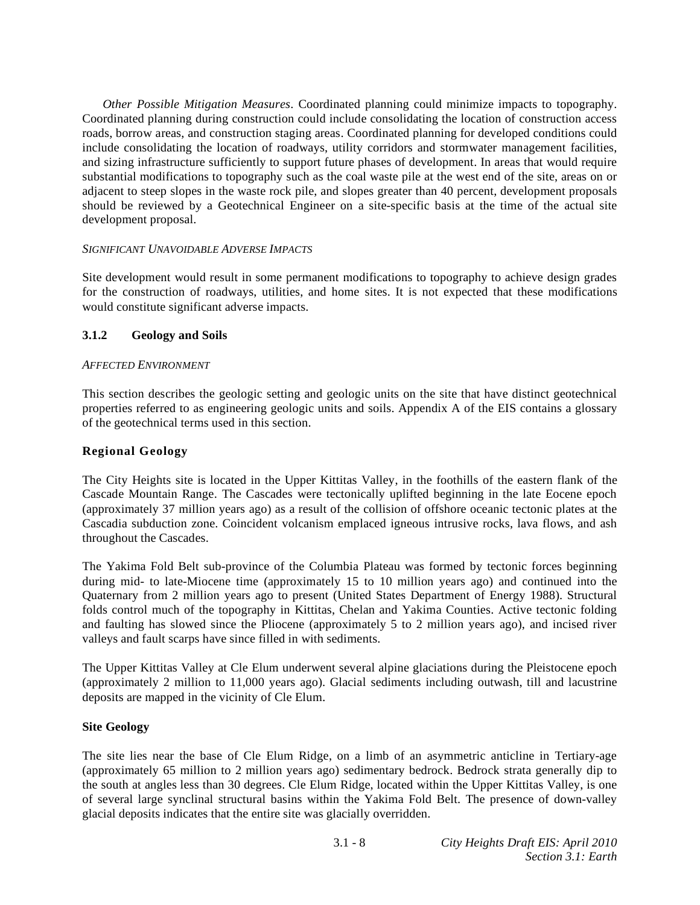*Other Possible Mitigation Measures*. Coordinated planning could minimize impacts to topography. Coordinated planning during construction could include consolidating the location of construction access roads, borrow areas, and construction staging areas. Coordinated planning for developed conditions could include consolidating the location of roadways, utility corridors and stormwater management facilities, and sizing infrastructure sufficiently to support future phases of development. In areas that would require substantial modifications to topography such as the coal waste pile at the west end of the site, areas on or adjacent to steep slopes in the waste rock pile, and slopes greater than 40 percent, development proposals should be reviewed by a Geotechnical Engineer on a site-specific basis at the time of the actual site development proposal.

*SIGNIFICANT UNAVOIDABLE ADVERSE IMPACTS*

Site development would result in some permanent modifications to topography to achieve design grades for the construction of roadways, utilities, and home sites. It is not expected that these modifications would constitute significant adverse impacts.

### 3.1.2 Geology and Soils

*AFFECTED ENVIRONMENT*

This section describes the geologic setting and geologic units on the site that have distinct geotechnical properties referred to as engineering geologic units and soils. Appendix A of the EIS contains a glossary of the geotechnical terms used in this section.

#### Regional Geology

The City Heights site is located in the Upper Kittitas Valley, in the foothills of the eastern flank of the Cascade Mountain Range. The Cascades were tectonically uplifted beginning in the late Eocene epoch (approximately 37 million years ago) as a result of the collision of offshore oceanic tectonic plates at the Cascadia subduction zone. Coincident volcanism emplaced igneous intrusive rocks, lava flows, and ash throughout the Cascades.

The Yakima Fold Belt sub-province of the Columbia Plateau was formed by tectonic forces beginning during mid- to late-Miocene time (approximately 15 to 10 million years ago) and continued into the Quaternary from 2 million years ago to present (United States Department of Energy 1988). Structural folds control much of the topography in Kittitas, Chelan and Yakima Counties. Active tectonic folding and faulting has slowed since the Pliocene (approximately 5 to 2 million years ago), and incised river valleys and fault scarps have since filled in with sediments.

The Upper Kittitas Valley at Cle Elum underwent several alpine glaciations during the Pleistocene epoch (approximately 2 million to 11,000 years ago). Glacial sediments including outwash, till and lacustrine deposits are mapped in the vicinity of Cle Elum.

#### Site Geology

The site lies near the base of Cle Elum Ridge, on a limb of an asymmetric anticline in Tertiary-age (approximately 65 million to 2 million years ago) sedimentary bedrock. Bedrock strata generally dip to the south at angles less than 30 degrees. Cle Elum Ridge, located within the Upper Kittitas Valley, is one of several large synclinal structural basins within the Yakima Fold Belt. The presence of down-valley glacial deposits indicates that the entire site was glacially overridden.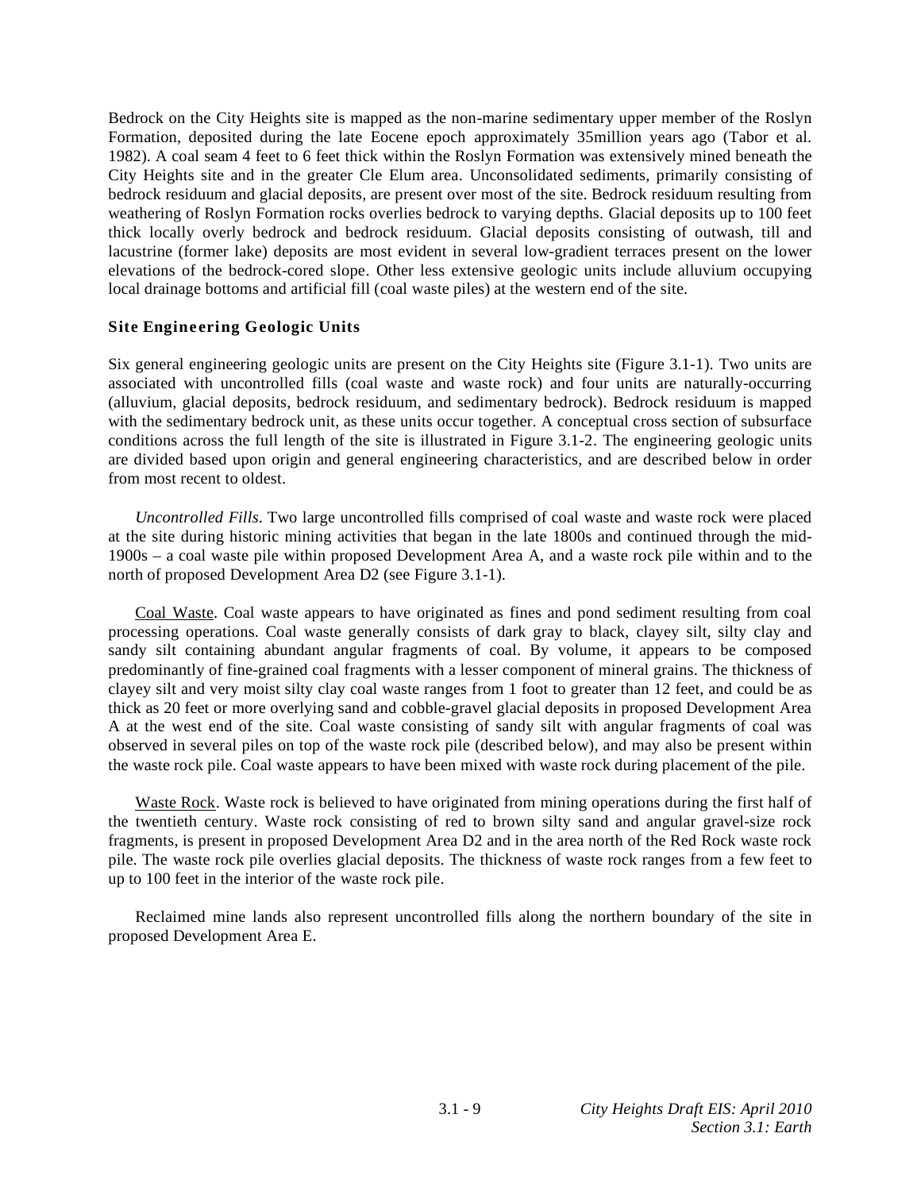Bedrock on the City Heights site is mapped as the non-marine sedimentary upper member of the Roslyn Formation, deposited during the late Eocene epoch approximately 35million years ago (Tabor et al. 1982). A coal seam 4 feet to 6 feet thick within the Roslyn Formation was extensively mined beneath the City Heights site and in the greater Cle Elum area. Unconsolidated sediments, primarily consisting of bedrock residuum and glacial deposits, are present over most of the site. Bedrock residuum resulting from weathering of Roslyn Formation rocks overlies bedrock to varying depths. Glacial deposits up to 100 feet thick locally overly bedrock and bedrock residuum. Glacial deposits consisting of outwash, till and lacustrine (former lake) deposits are most evident in several low-gradient terraces present on the lower elevations of the bedrock-cored slope. Other less extensive geologic units include alluvium occupying local drainage bottoms and artificial fill (coal waste piles) at the western end of the site.

### Site Engineering Geologic Units

Six general engineering geologic units are present on the City Heights site (Figure 3.1-1). Two units are associated with uncontrolled fills (coal waste and waste rock) and four units are naturally-occurring (alluvium, glacial deposits, bedrock residuum, and sedimentary bedrock). Bedrock residuum is mapped with the sedimentary bedrock unit, as these units occur together. A conceptual cross section of subsurface conditions across the full length of the site is illustrated in Figure 3.1-2. The engineering geologic units are divided based upon origin and general engineering characteristics, and are described below in order from most recent to oldest.

*Uncontrolled Fills*. Two large uncontrolled fills comprised of coal waste and waste rock were placed at the site during historic mining activities that began in the late 1800s and continued through the mid-1900s – a coal waste pile within proposed Development Area A, and a waste rock pile within and to the north of proposed Development Area D2 (see Figure 3.1-1).

<u>Coal Waste</u>. Coal waste appears to have originated as fines and pond sediment resulting from coal processing operations. Coal waste generally consists of dark gray to black, clayey silt, silty clay and sandy silt containing abundant angular fragments of coal. By volume, it appears to be composed predominantly of fine-grained coal fragments with a lesser component of mineral grains. The thickness of clayey silt and very moist silty clay coal waste ranges from 1 foot to greater than 12 feet, and could be as thick as 20 feet or more overlying sand and cobble-gravel glacial deposits in proposed Development Area A at the west end of the site. Coal waste consisting of sandy silt with angular fragments of coal was observed in several piles on top of the waste rock pile (described below), and may also be present within the waste rock pile. Coal waste appears to have been mixed with waste rock during placement of the pile.

<u>Waste Rock</u>. Waste rock is believed to have originated from mining operations during the first half of the twentieth century. Waste rock consisting of red to brown silty sand and angular gravel-size rock fragments, is present in proposed Development Area D2 and in the area north of the Red Rock waste rock pile. The waste rock pile overlies glacial deposits. The thickness of waste rock ranges from a few feet to up to 100 feet in the interior of the waste rock pile.

Reclaimed mine lands also represent uncontrolled fills along the northern boundary of the site in proposed Development Area E.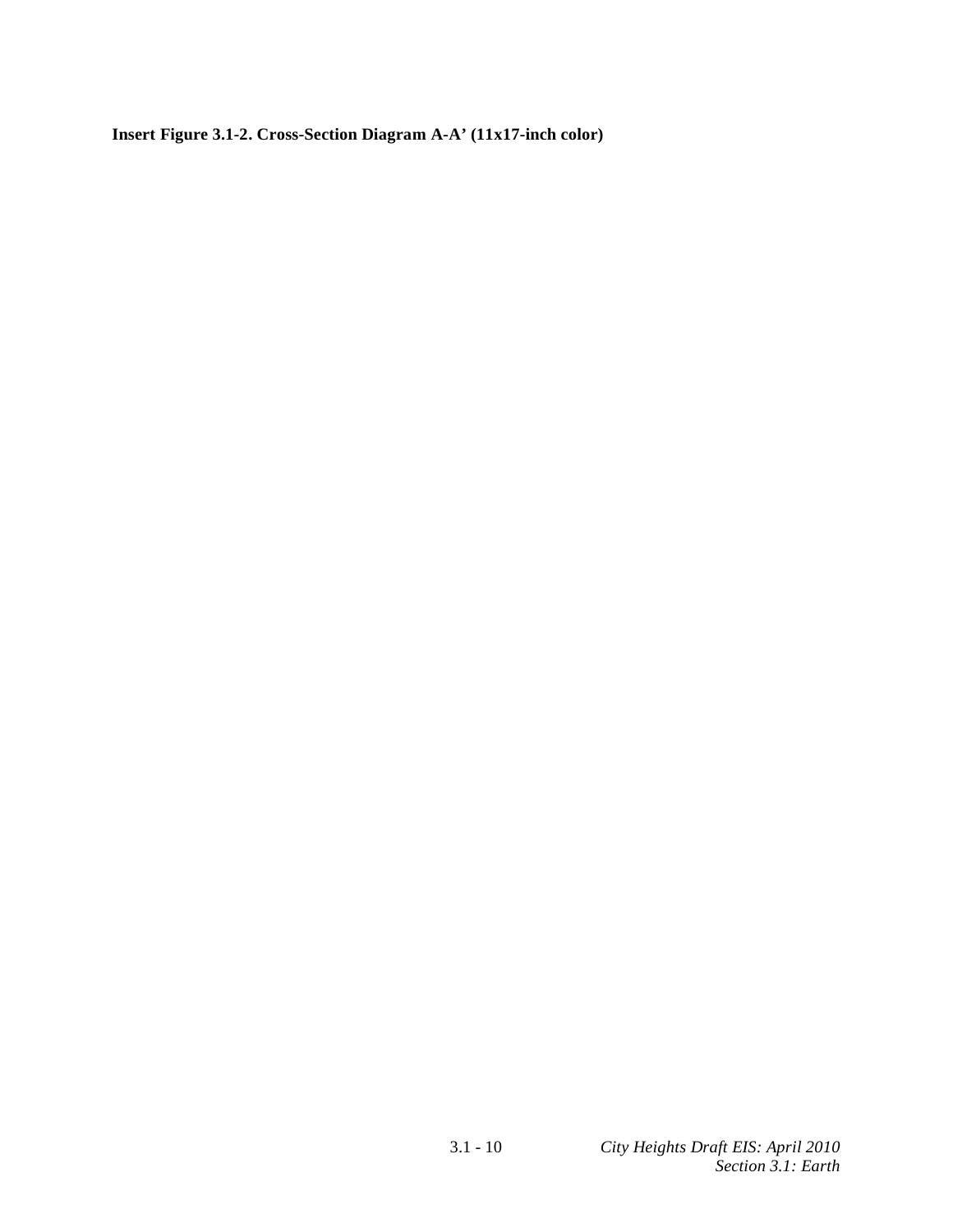**Insert Figure 3.1-2. Cross-Section Diagram A-A' (11x17-inch color)**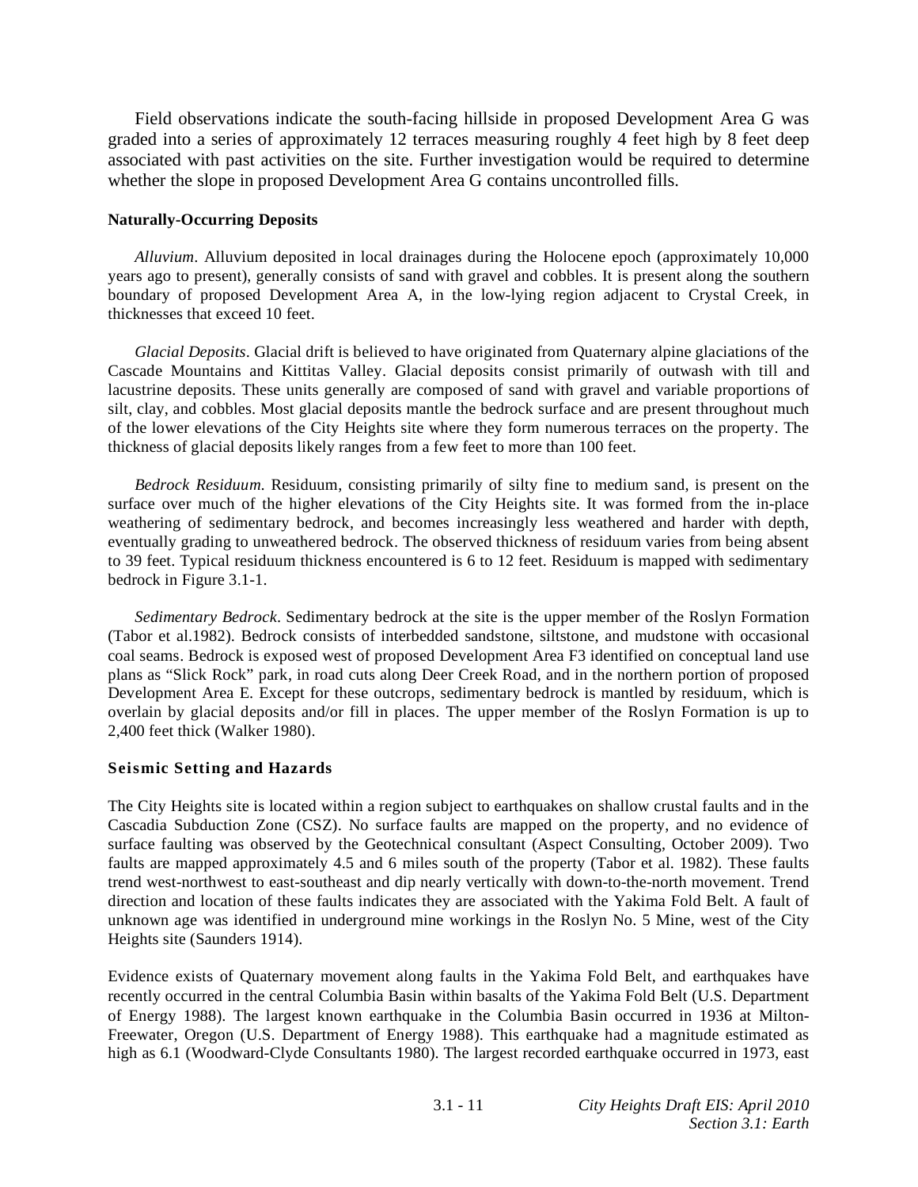Field observations indicate the south-facing hillside in proposed Development Area G was graded into a series of approximately 12 terraces measuring roughly 4 feet high by 8 feet deep associated with past activities on the site. Further investigation would be required to determine whether the slope in proposed Development Area G contains uncontrolled fills.

**Naturally-Occurring Deposits**

*Alluvium*. Alluvium deposited in local drainages during the Holocene epoch (approximately 10,000 years ago to present), generally consists of sand with gravel and cobbles. It is present along the southern boundary of proposed Development Area A, in the low-lying region adjacent to Crystal Creek, in thicknesses that exceed 10 feet.

*Glacial Deposits*. Glacial drift is believed to have originated from Quaternary alpine glaciations of the Cascade Mountains and Kittitas Valley. Glacial deposits consist primarily of outwash with till and lacustrine deposits. These units generally are composed of sand with gravel and variable proportions of silt, clay, and cobbles. Most glacial deposits mantle the bedrock surface and are present throughout much of the lower elevations of the City Heights site where they form numerous terraces on the property. The thickness of glacial deposits likely ranges from a few feet to more than 100 feet.

*Bedrock Residuum.* Residuum, consisting primarily of silty fine to medium sand, is present on the surface over much of the higher elevations of the City Heights site. It was formed from the in-place weathering of sedimentary bedrock, and becomes increasingly less weathered and harder with depth, eventually grading to unweathered bedrock. The observed thickness of residuum varies from being absent to 39 feet. Typical residuum thickness encountered is 6 to 12 feet. Residuum is mapped with sedimentary bedrock in Figure 3.1-1.

*Sedimentary Bedrock*. Sedimentary bedrock at the site is the upper member of the Roslyn Formation (Tabor et al.1982). Bedrock consists of interbedded sandstone, siltstone, and mudstone with occasional coal seams. Bedrock is exposed west of proposed Development Area F3 identified on conceptual land use plans as "Slick Rock" park, in road cuts along Deer Creek Road, and in the northern portion of proposed Development Area E. Except for these outcrops, sedimentary bedrock is mantled by residuum, which is overlain by glacial deposits and/or fill in places. The upper member of the Roslyn Formation is up to 2,400 feet thick (Walker 1980).

**Seismic Setting and Hazards**

The City Heights site is located within a region subject to earthquakes on shallow crustal faults and in the Cascadia Subduction Zone (CSZ). No surface faults are mapped on the property, and no evidence of surface faulting was observed by the Geotechnical consultant (Aspect Consulting, October 2009). Two faults are mapped approximately 4.5 and 6 miles south of the property (Tabor et al. 1982). These faults trend west-northwest to east-southeast and dip nearly vertically with down-to-the-north movement. Trend direction and location of these faults indicates they are associated with the Yakima Fold Belt. A fault of unknown age was identified in underground mine workings in the Roslyn No. 5 Mine, west of the City Heights site (Saunders 1914).

Evidence exists of Quaternary movement along faults in the Yakima Fold Belt, and earthquakes have recently occurred in the central Columbia Basin within basalts of the Yakima Fold Belt (U.S. Department of Energy 1988). The largest known earthquake in the Columbia Basin occurred in 1936 at Milton-Freewater, Oregon (U.S. Department of Energy 1988). This earthquake had a magnitude estimated as high as 6.1 (Woodward-Clyde Consultants 1980). The largest recorded earthquake occurred in 1973, east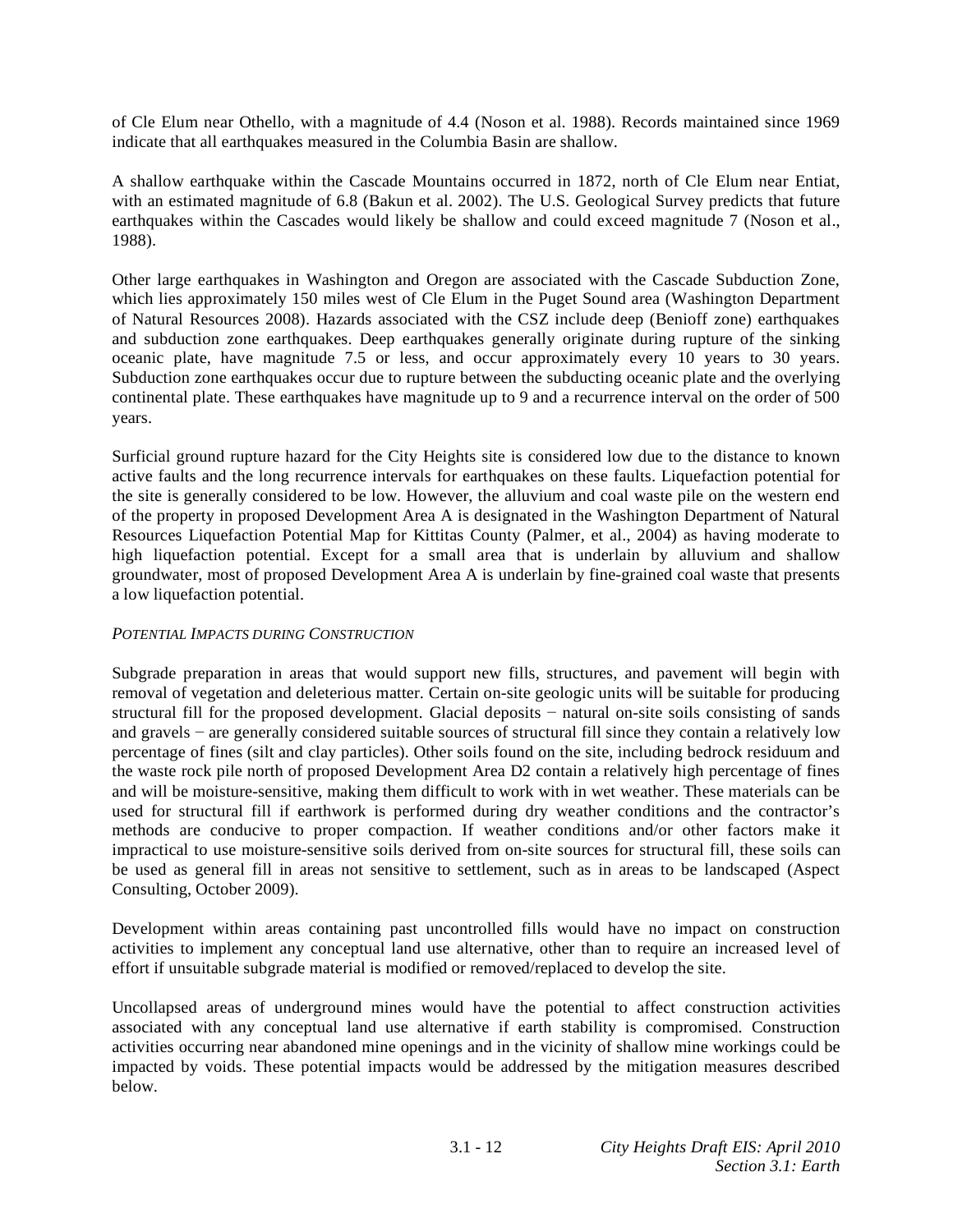of Cle Elum near Othello, with a magnitude of 4.4 (Noson et al. 1988). Records maintained since 1969 indicate that all earthquakes measured in the Columbia Basin are shallow.

A shallow earthquake within the Cascade Mountains occurred in 1872, north of Cle Elum near Entiat, with an estimated magnitude of 6.8 (Bakun et al. 2002). The U.S. Geological Survey predicts that future earthquakes within the Cascades would likely be shallow and could exceed magnitude 7 (Noson et al., 1988).

Other large earthquakes in Washington and Oregon are associated with the Cascade Subduction Zone, which lies approximately 150 miles west of Cle Elum in the Puget Sound area (Washington Department of Natural Resources 2008). Hazards associated with the CSZ include deep (Benioff zone) earthquakes and subduction zone earthquakes. Deep earthquakes generally originate during rupture of the sinking oceanic plate, have magnitude 7.5 or less, and occur approximately every 10 years to 30 years. Subduction zone earthquakes occur due to rupture between the subducting oceanic plate and the overlying continental plate. These earthquakes have magnitude up to 9 and a recurrence interval on the order of 500 years.

Surficial ground rupture hazard for the City Heights site is considered low due to the distance to known active faults and the long recurrence intervals for earthquakes on these faults. Liquefaction potential for the site is generally considered to be low. However, the alluvium and coal waste pile on the western end of the property in proposed Development Area A is designated in the Washington Department of Natural Resources Liquefaction Potential Map for Kittitas County (Palmer, et al., 2004) as having moderate to high liquefaction potential. Except for a small area that is underlain by alluvium and shallow groundwater, most of proposed Development Area A is underlain by fine-grained coal waste that presents a low liquefaction potential.

*POTENTIAL IMPACTS DURING CONSTRUCTION*

Subgrade preparation in areas that would support new fills, structures, and pavement will begin with removal of vegetation and deleterious matter. Certain on-site geologic units will be suitable for producing structural fill for the proposed development. Glacial deposits − natural on-site soils consisting of sands and gravels − are generally considered suitable sources of structural fill since they contain a relatively low percentage of fines (silt and clay particles). Other soils found on the site, including bedrock residuum and the waste rock pile north of proposed Development Area D2 contain a relatively high percentage of fines and will be moisture-sensitive, making them difficult to work with in wet weather. These materials can be used for structural fill if earthwork is performed during dry weather conditions and the contractor's methods are conducive to proper compaction. If weather conditions and/or other factors make it impractical to use moisture-sensitive soils derived from on-site sources for structural fill, these soils can be used as general fill in areas not sensitive to settlement, such as in areas to be landscaped (Aspect Consulting, October 2009).

Development within areas containing past uncontrolled fills would have no impact on construction activities to implement any conceptual land use alternative, other than to require an increased level of effort if unsuitable subgrade material is modified or removed/replaced to develop the site.

Uncollapsed areas of underground mines would have the potential to affect construction activities associated with any conceptual land use alternative if earth stability is compromised. Construction activities occurring near abandoned mine openings and in the vicinity of shallow mine workings could be impacted by voids. These potential impacts would be addressed by the mitigation measures described below.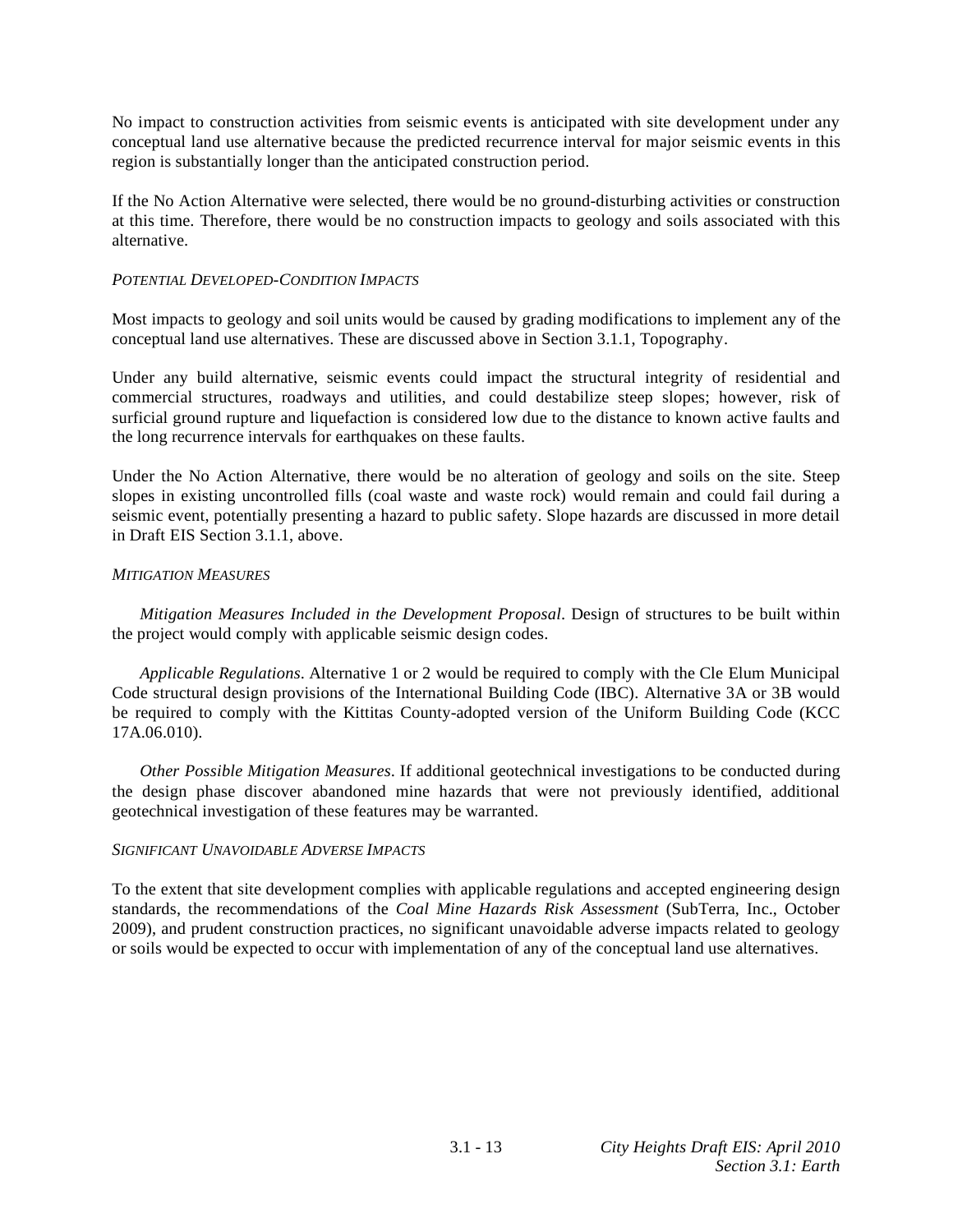No impact to construction activities from seismic events is anticipated with site development under any conceptual land use alternative because the predicted recurrence interval for major seismic events in this region is substantially longer than the anticipated construction period.

If the No Action Alternative were selected, there would be no ground-disturbing activities or construction at this time. Therefore, there would be no construction impacts to geology and soils associated with this alternative.

*POTENTIAL DEVELOPED-CONDITION IMPACTS*

Most impacts to geology and soil units would be caused by grading modifications to implement any of the conceptual land use alternatives. These are discussed above in Section 3.1.1, Topography.

Under any build alternative, seismic events could impact the structural integrity of residential and commercial structures, roadways and utilities, and could destabilize steep slopes; however, risk of surficial ground rupture and liquefaction is considered low due to the distance to known active faults and the long recurrence intervals for earthquakes on these faults.

Under the No Action Alternative, there would be no alteration of geology and soils on the site. Steep slopes in existing uncontrolled fills (coal waste and waste rock) would remain and could fail during a seismic event, potentially presenting a hazard to public safety. Slope hazards are discussed in more detail in Draft EIS Section 3.1.1, above.

*MITIGATION MEASURES*

*Mitigation Measures Included in the Development Proposal*. Design of structures to be built within the project would comply with applicable seismic design codes.

*Applicable Regulations*. Alternative 1 or 2 would be required to comply with the Cle Elum Municipal Code structural design provisions of the International Building Code (IBC). Alternative 3A or 3B would be required to comply with the Kittitas County-adopted version of the Uniform Building Code (KCC 17A.06.010).

*Other Possible Mitigation Measures*. If additional geotechnical investigations to be conducted during the design phase discover abandoned mine hazards that were not previously identified, additional geotechnical investigation of these features may be warranted.

*SIGNIFICANT UNAVOIDABLE ADVERSE IMPACTS*

To the extent that site development complies with applicable regulations and accepted engineering design standards, the recommendations of the *Coal Mine Hazards Risk Assessment* (SubTerra, Inc., October 2009), and prudent construction practices, no significant unavoidable adverse impacts related to geology or soils would be expected to occur with implementation of any of the conceptual land use alternatives.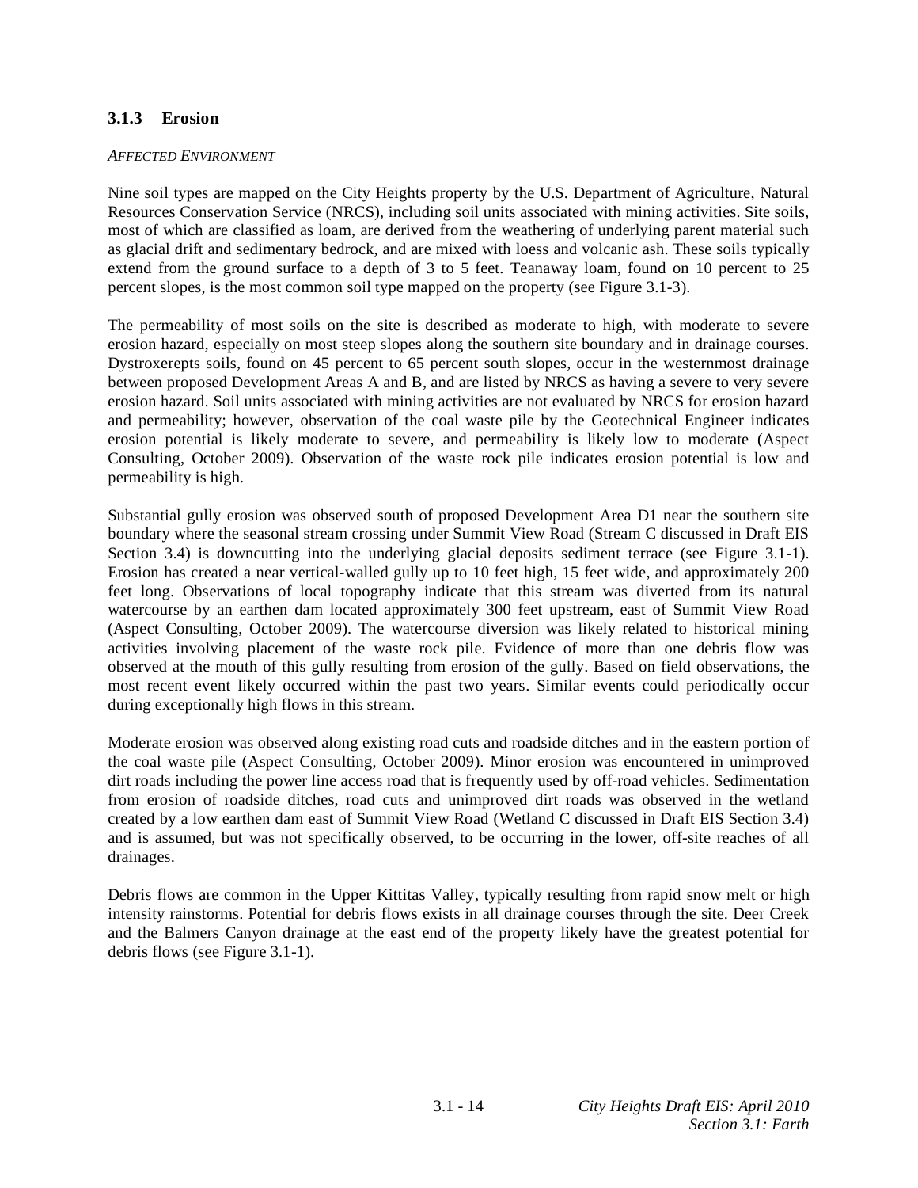### 3.1.3 Erosion

*AFFECTED ENVIRONMENT*

Nine soil types are mapped on the City Heights property by the U.S. Department of Agriculture, Natural Resources Conservation Service (NRCS), including soil units associated with mining activities. Site soils, most of which are classified as loam, are derived from the weathering of underlying parent material such as glacial drift and sedimentary bedrock, and are mixed with loess and volcanic ash. These soils typically extend from the ground surface to a depth of 3 to 5 feet. Teanaway loam, found on 10 percent to 25 percent slopes, is the most common soil type mapped on the property (see Figure 3.1-3).

The permeability of most soils on the site is described as moderate to high, with moderate to severe erosion hazard, especially on most steep slopes along the southern site boundary and in drainage courses. Dystroxerepts soils, found on 45 percent to 65 percent south slopes, occur in the westernmost drainage between proposed Development Areas A and B, and are listed by NRCS as having a severe to very severe erosion hazard. Soil units associated with mining activities are not evaluated by NRCS for erosion hazard and permeability; however, observation of the coal waste pile by the Geotechnical Engineer indicates erosion potential is likely moderate to severe, and permeability is likely low to moderate (Aspect Consulting, October 2009). Observation of the waste rock pile indicates erosion potential is low and permeability is high.

Substantial gully erosion was observed south of proposed Development Area D1 near the southern site boundary where the seasonal stream crossing under Summit View Road (Stream C discussed in Draft EIS Section 3.4) is downcutting into the underlying glacial deposits sediment terrace (see Figure 3.1-1). Erosion has created a near vertical-walled gully up to 10 feet high, 15 feet wide, and approximately 200 feet long. Observations of local topography indicate that this stream was diverted from its natural watercourse by an earthen dam located approximately 300 feet upstream, east of Summit View Road (Aspect Consulting, October 2009). The watercourse diversion was likely related to historical mining activities involving placement of the waste rock pile. Evidence of more than one debris flow was observed at the mouth of this gully resulting from erosion of the gully. Based on field observations, the most recent event likely occurred within the past two years. Similar events could periodically occur during exceptionally high flows in this stream.

Moderate erosion was observed along existing road cuts and roadside ditches and in the eastern portion of the coal waste pile (Aspect Consulting, October 2009). Minor erosion was encountered in unimproved dirt roads including the power line access road that is frequently used by off-road vehicles. Sedimentation from erosion of roadside ditches, road cuts and unimproved dirt roads was observed in the wetland created by a low earthen dam east of Summit View Road (Wetland C discussed in Draft EIS Section 3.4) and is assumed, but was not specifically observed, to be occurring in the lower, off-site reaches of all drainages.

Debris flows are common in the Upper Kittitas Valley, typically resulting from rapid snow melt or high intensity rainstorms. Potential for debris flows exists in all drainage courses through the site. Deer Creek and the Balmers Canyon drainage at the east end of the property likely have the greatest potential for debris flows (see Figure 3.1-1).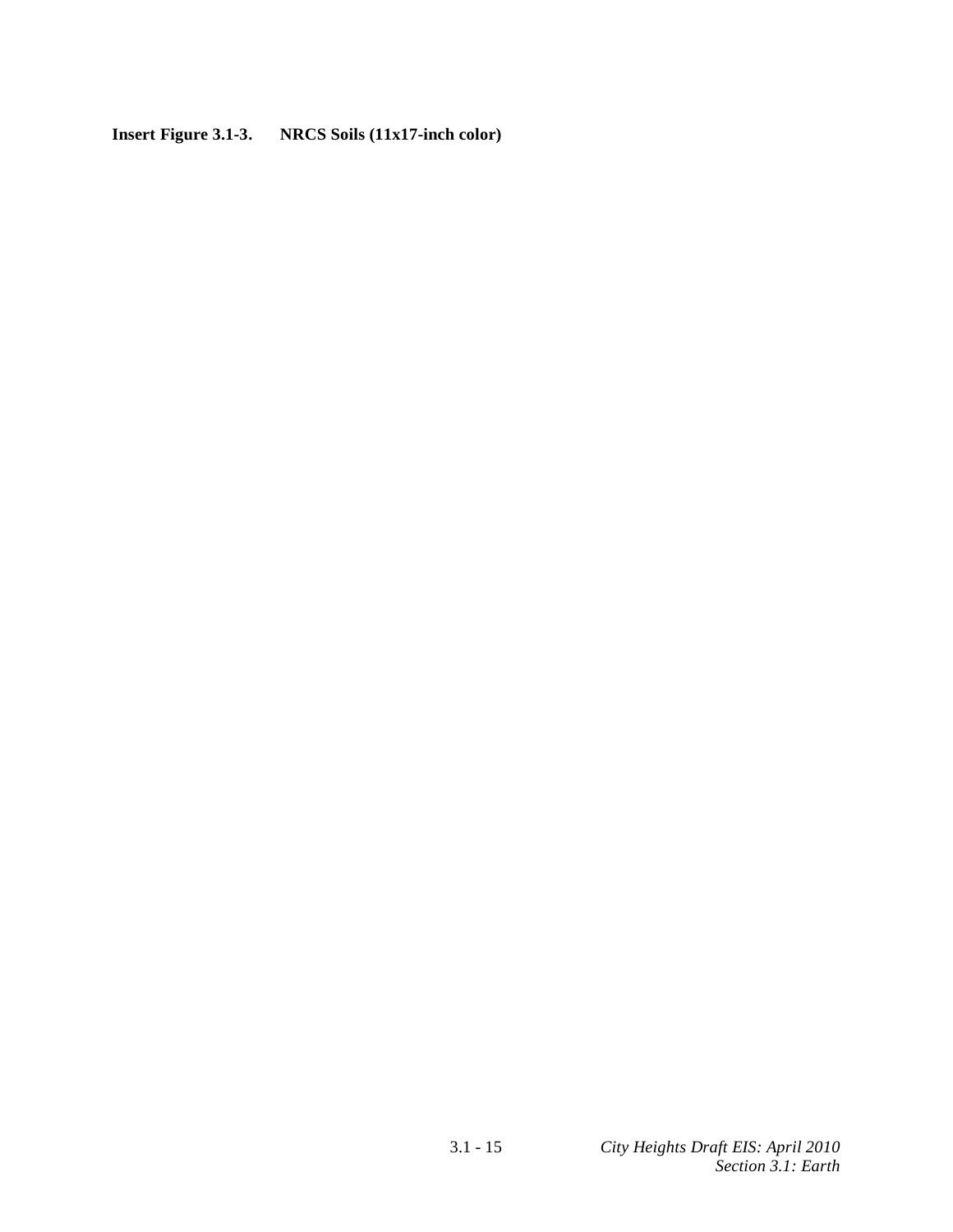**Insert Figure 3.1-3. NRCS Soils (11x17-inch color)**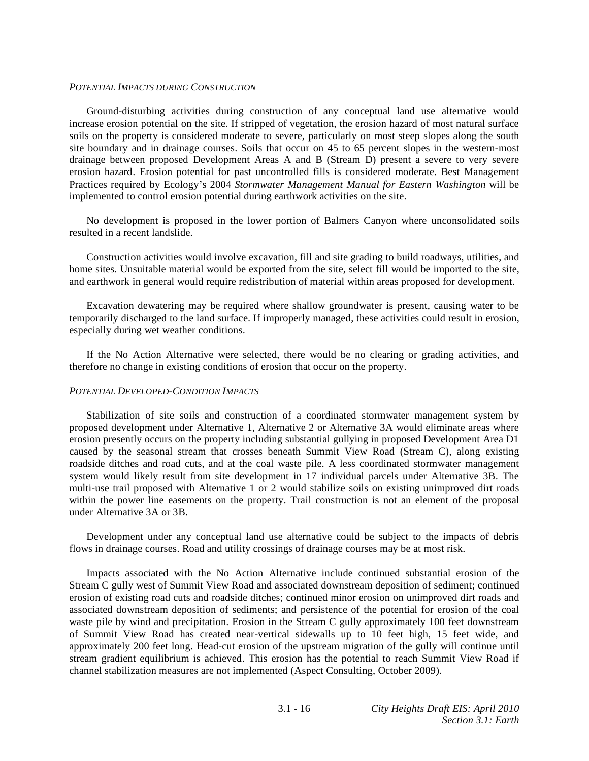*POTENTIAL IMPACTS DURING CONSTRUCTION*

Ground-disturbing activities during construction of any conceptual land use alternative would increase erosion potential on the site. If stripped of vegetation, the erosion hazard of most natural surface soils on the property is considered moderate to severe, particularly on most steep slopes along the south site boundary and in drainage courses. Soils that occur on 45 to 65 percent slopes in the western-most drainage between proposed Development Areas A and B (Stream D) present a severe to very severe erosion hazard. Erosion potential for past uncontrolled fills is considered moderate. Best Management Practices required by Ecology's 2004 *Stormwater Management Manual for Eastern Washington* will be implemented to control erosion potential during earthwork activities on the site.

No development is proposed in the lower portion of Balmers Canyon where unconsolidated soils resulted in a recent landslide.

Construction activities would involve excavation, fill and site grading to build roadways, utilities, and home sites. Unsuitable material would be exported from the site, select fill would be imported to the site, and earthwork in general would require redistribution of material within areas proposed for development.

Excavation dewatering may be required where shallow groundwater is present, causing water to be temporarily discharged to the land surface. If improperly managed, these activities could result in erosion, especially during wet weather conditions.

If the No Action Alternative were selected, there would be no clearing or grading activities, and therefore no change in existing conditions of erosion that occur on the property.

*POTENTIAL DEVELOPED-CONDITION IMPACTS*

Stabilization of site soils and construction of a coordinated stormwater management system by proposed development under Alternative 1, Alternative 2 or Alternative 3A would eliminate areas where erosion presently occurs on the property including substantial gullying in proposed Development Area D1 caused by the seasonal stream that crosses beneath Summit View Road (Stream C), along existing roadside ditches and road cuts, and at the coal waste pile. A less coordinated stormwater management system would likely result from site development in 17 individual parcels under Alternative 3B. The multi-use trail proposed with Alternative 1 or 2 would stabilize soils on existing unimproved dirt roads within the power line easements on the property. Trail construction is not an element of the proposal under Alternative 3A or 3B.

Development under any conceptual land use alternative could be subject to the impacts of debris flows in drainage courses. Road and utility crossings of drainage courses may be at most risk.

Impacts associated with the No Action Alternative include continued substantial erosion of the Stream C gully west of Summit View Road and associated downstream deposition of sediment; continued erosion of existing road cuts and roadside ditches; continued minor erosion on unimproved dirt roads and associated downstream deposition of sediments; and persistence of the potential for erosion of the coal waste pile by wind and precipitation. Erosion in the Stream C gully approximately 100 feet downstream of Summit View Road has created near-vertical sidewalls up to 10 feet high, 15 feet wide, and approximately 200 feet long. Head-cut erosion of the upstream migration of the gully will continue until stream gradient equilibrium is achieved. This erosion has the potential to reach Summit View Road if channel stabilization measures are not implemented (Aspect Consulting, October 2009).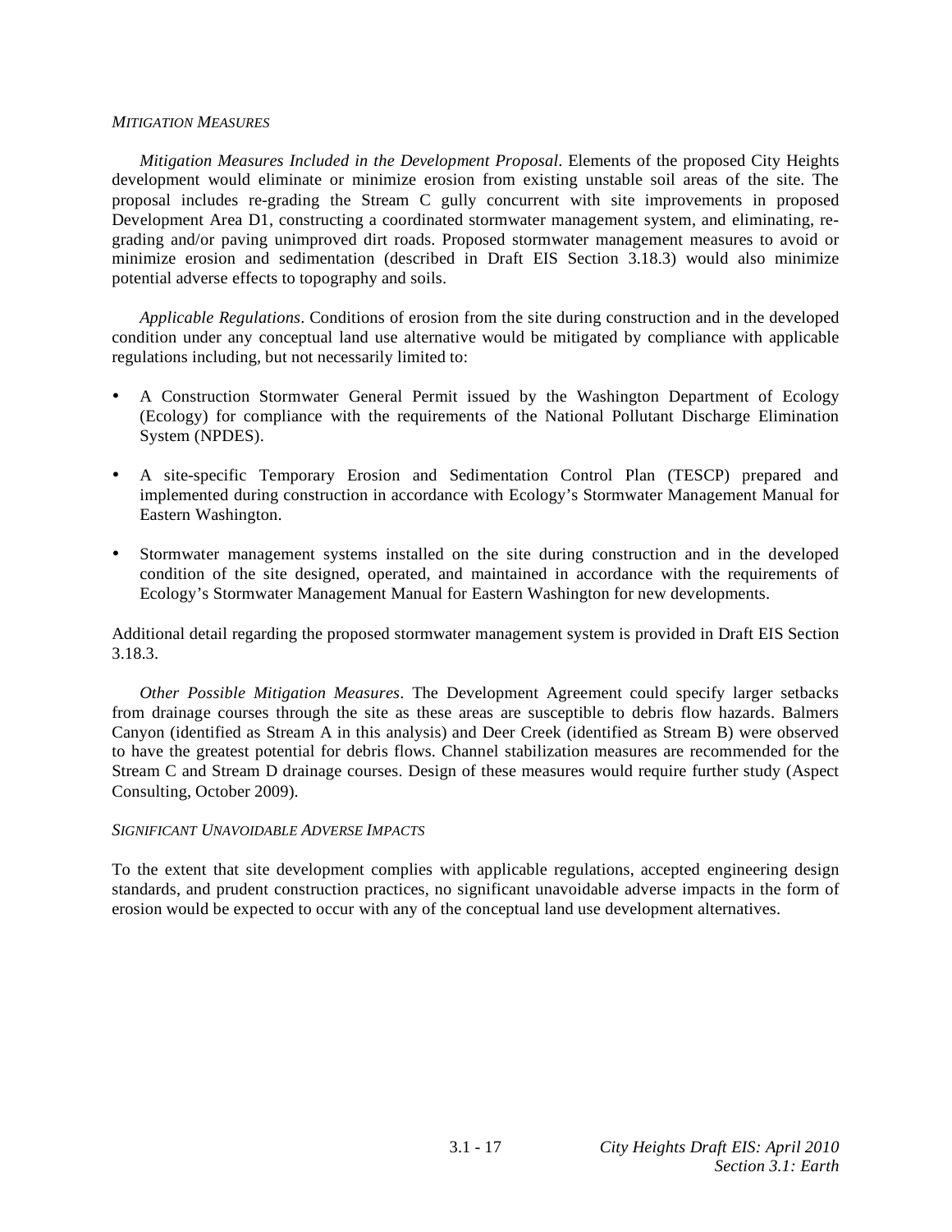#### *Mitigation Measures*

*Mitigation Measures Included in the Development Proposal*. Elements of the proposed City Heights development would eliminate or minimize erosion from existing unstable soil areas of the site. The proposal includes re-grading the Stream C gully concurrent with site improvements in proposed Development Area D1, constructing a coordinated stormwater management system, and eliminating, re-grading and/or paving unimproved dirt roads. Proposed stormwater management measures to avoid or minimize erosion and sedimentation (described in Draft EIS Section 3.18.3) would also minimize potential adverse effects to topography and soils.

*Applicable Regulations*. Conditions of erosion from the site during construction and in the developed condition under any conceptual land use alternative would be mitigated by compliance with applicable regulations including, but not necessarily limited to:

- A Construction Stormwater General Permit issued by the Washington Department of Ecology (Ecology) for compliance with the requirements of the National Pollutant Discharge Elimination System (NPDES).
- A site-specific Temporary Erosion and Sedimentation Control Plan (TESCP) prepared and implemented during construction in accordance with Ecology's Stormwater Management Manual for Eastern Washington.
- Stormwater management systems installed on the site during construction and in the developed condition of the site designed, operated, and maintained in accordance with the requirements of Ecology's Stormwater Management Manual for Eastern Washington for new developments.

Additional detail regarding the proposed stormwater management system is provided in Draft EIS Section 3.18.3.

*Other Possible Mitigation Measures*. The Development Agreement could specify larger setbacks from drainage courses through the site as these areas are susceptible to debris flow hazards. Balmers Canyon (identified as Stream A in this analysis) and Deer Creek (identified as Stream B) were observed to have the greatest potential for debris flows. Channel stabilization measures are recommended for the Stream C and Stream D drainage courses. Design of these measures would require further study (Aspect Consulting, October 2009).

#### *Significant Unavoidable Adverse Impacts*

To the extent that site development complies with applicable regulations, accepted engineering design standards, and prudent construction practices, no significant unavoidable adverse impacts in the form of erosion would be expected to occur with any of the conceptual land use development alternatives.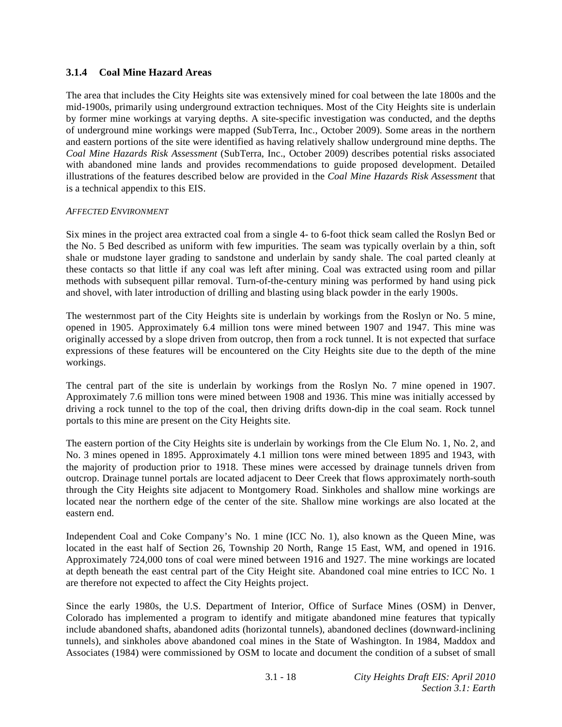### 3.1.4 Coal Mine Hazard Areas

The area that includes the City Heights site was extensively mined for coal between the late 1800s and the mid-1900s, primarily using underground extraction techniques. Most of the City Heights site is underlain by former mine workings at varying depths. A site-specific investigation was conducted, and the depths of underground mine workings were mapped (SubTerra, Inc., October 2009). Some areas in the northern and eastern portions of the site were identified as having relatively shallow underground mine depths. The *Coal Mine Hazards Risk Assessment* (SubTerra, Inc., October 2009) describes potential risks associated with abandoned mine lands and provides recommendations to guide proposed development. Detailed illustrations of the features described below are provided in the *Coal Mine Hazards Risk Assessment* that is a technical appendix to this EIS.

*AFFECTED ENVIRONMENT*

Six mines in the project area extracted coal from a single 4- to 6-foot thick seam called the Roslyn Bed or the No. 5 Bed described as uniform with few impurities. The seam was typically overlain by a thin, soft shale or mudstone layer grading to sandstone and underlain by sandy shale. The coal parted cleanly at these contacts so that little if any coal was left after mining. Coal was extracted using room and pillar methods with subsequent pillar removal. Turn-of-the-century mining was performed by hand using pick and shovel, with later introduction of drilling and blasting using black powder in the early 1900s.

The westernmost part of the City Heights site is underlain by workings from the Roslyn or No. 5 mine, opened in 1905. Approximately 6.4 million tons were mined between 1907 and 1947. This mine was originally accessed by a slope driven from outcrop, then from a rock tunnel. It is not expected that surface expressions of these features will be encountered on the City Heights site due to the depth of the mine workings.

The central part of the site is underlain by workings from the Roslyn No. 7 mine opened in 1907. Approximately 7.6 million tons were mined between 1908 and 1936. This mine was initially accessed by driving a rock tunnel to the top of the coal, then driving drifts down-dip in the coal seam. Rock tunnel portals to this mine are present on the City Heights site.

The eastern portion of the City Heights site is underlain by workings from the Cle Elum No. 1, No. 2, and No. 3 mines opened in 1895. Approximately 4.1 million tons were mined between 1895 and 1943, with the majority of production prior to 1918. These mines were accessed by drainage tunnels driven from outcrop. Drainage tunnel portals are located adjacent to Deer Creek that flows approximately north-south through the City Heights site adjacent to Montgomery Road. Sinkholes and shallow mine workings are located near the northern edge of the center of the site. Shallow mine workings are also located at the eastern end.

Independent Coal and Coke Company's No. 1 mine (ICC No. 1), also known as the Queen Mine, was located in the east half of Section 26, Township 20 North, Range 15 East, WM, and opened in 1916. Approximately 724,000 tons of coal were mined between 1916 and 1927. The mine workings are located at depth beneath the east central part of the City Height site. Abandoned coal mine entries to ICC No. 1 are therefore not expected to affect the City Heights project.

Since the early 1980s, the U.S. Department of Interior, Office of Surface Mines (OSM) in Denver, Colorado has implemented a program to identify and mitigate abandoned mine features that typically include abandoned shafts, abandoned adits (horizontal tunnels), abandoned declines (downward-inclining tunnels), and sinkholes above abandoned coal mines in the State of Washington. In 1984, Maddox and Associates (1984) were commissioned by OSM to locate and document the condition of a subset of small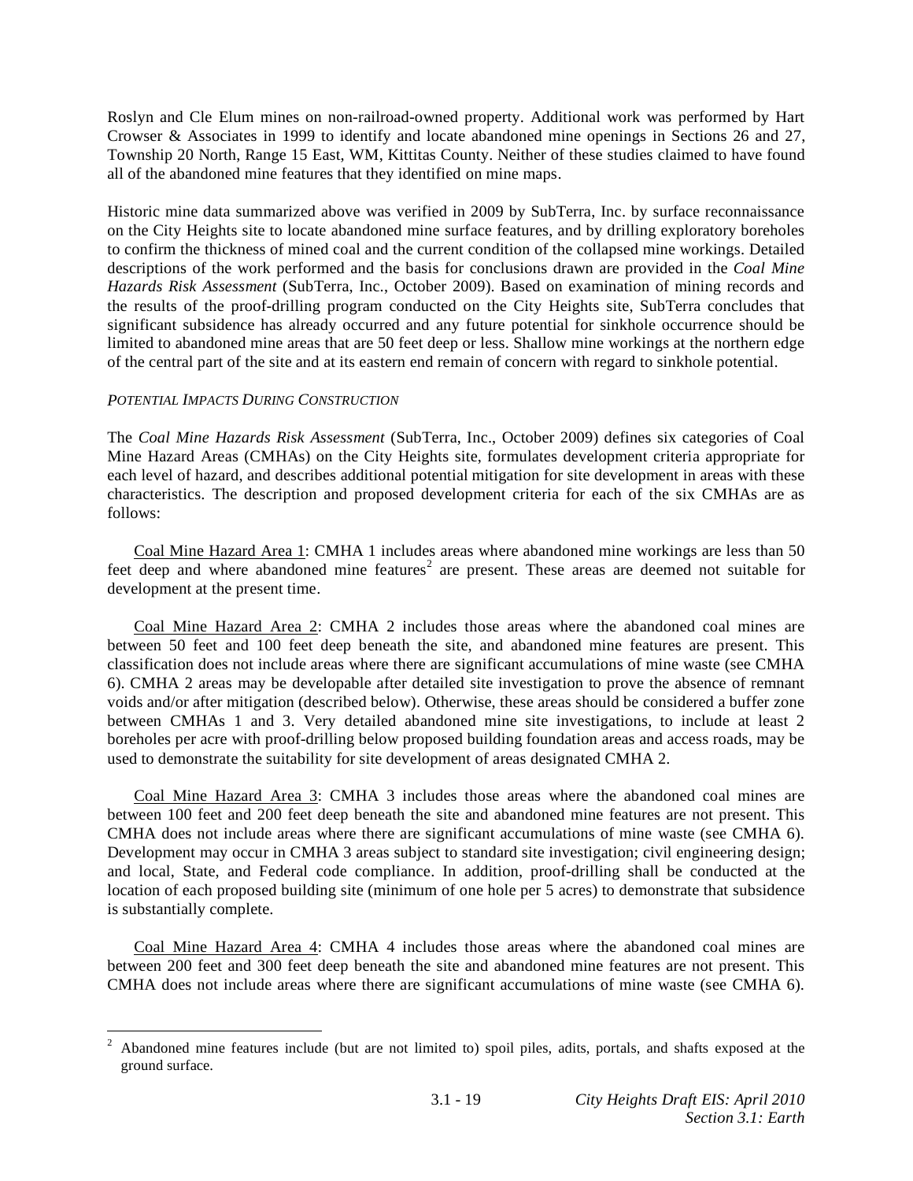Roslyn and Cle Elum mines on non-railroad-owned property. Additional work was performed by Hart Crowser & Associates in 1999 to identify and locate abandoned mine openings in Sections 26 and 27, Township 20 North, Range 15 East, WM, Kittitas County. Neither of these studies claimed to have found all of the abandoned mine features that they identified on mine maps.

Historic mine data summarized above was verified in 2009 by SubTerra, Inc. by surface reconnaissance on the City Heights site to locate abandoned mine surface features, and by drilling exploratory boreholes to confirm the thickness of mined coal and the current condition of the collapsed mine workings. Detailed descriptions of the work performed and the basis for conclusions drawn are provided in the *Coal Mine Hazards Risk Assessment* (SubTerra, Inc., October 2009). Based on examination of mining records and the results of the proof-drilling program conducted on the City Heights site, SubTerra concludes that significant subsidence has already occurred and any future potential for sinkhole occurrence should be limited to abandoned mine areas that are 50 feet deep or less. Shallow mine workings at the northern edge of the central part of the site and at its eastern end remain of concern with regard to sinkhole potential.

*POTENTIAL IMPACTS DURING CONSTRUCTION*

The *Coal Mine Hazards Risk Assessment* (SubTerra, Inc., October 2009) defines six categories of Coal Mine Hazard Areas (CMHAs) on the City Heights site, formulates development criteria appropriate for each level of hazard, and describes additional potential mitigation for site development in areas with these characteristics. The description and proposed development criteria for each of the six CMHAs are as follows:

Coal Mine Hazard Area 1: CMHA 1 includes areas where abandoned mine workings are less than 50 feet deep and where abandoned mine features[2] are present. These areas are deemed not suitable for development at the present time.

Coal Mine Hazard Area 2: CMHA 2 includes those areas where the abandoned coal mines are between 50 feet and 100 feet deep beneath the site, and abandoned mine features are present. This classification does not include areas where there are significant accumulations of mine waste (see CMHA 6). CMHA 2 areas may be developable after detailed site investigation to prove the absence of remnant voids and/or after mitigation (described below). Otherwise, these areas should be considered a buffer zone between CMHAs 1 and 3. Very detailed abandoned mine site investigations, to include at least 2 boreholes per acre with proof-drilling below proposed building foundation areas and access roads, may be used to demonstrate the suitability for site development of areas designated CMHA 2.

Coal Mine Hazard Area 3: CMHA 3 includes those areas where the abandoned coal mines are between 100 feet and 200 feet deep beneath the site and abandoned mine features are not present. This CMHA does not include areas where there are significant accumulations of mine waste (see CMHA 6). Development may occur in CMHA 3 areas subject to standard site investigation; civil engineering design; and local, State, and Federal code compliance. In addition, proof-drilling shall be conducted at the location of each proposed building site (minimum of one hole per 5 acres) to demonstrate that subsidence is substantially complete.

Coal Mine Hazard Area 4: CMHA 4 includes those areas where the abandoned coal mines are between 200 feet and 300 feet deep beneath the site and abandoned mine features are not present. This CMHA does not include areas where there are significant accumulations of mine waste (see CMHA 6).

[2] Abandoned mine features include (but are not limited to) spoil piles, adits, portals, and shafts exposed at the ground surface.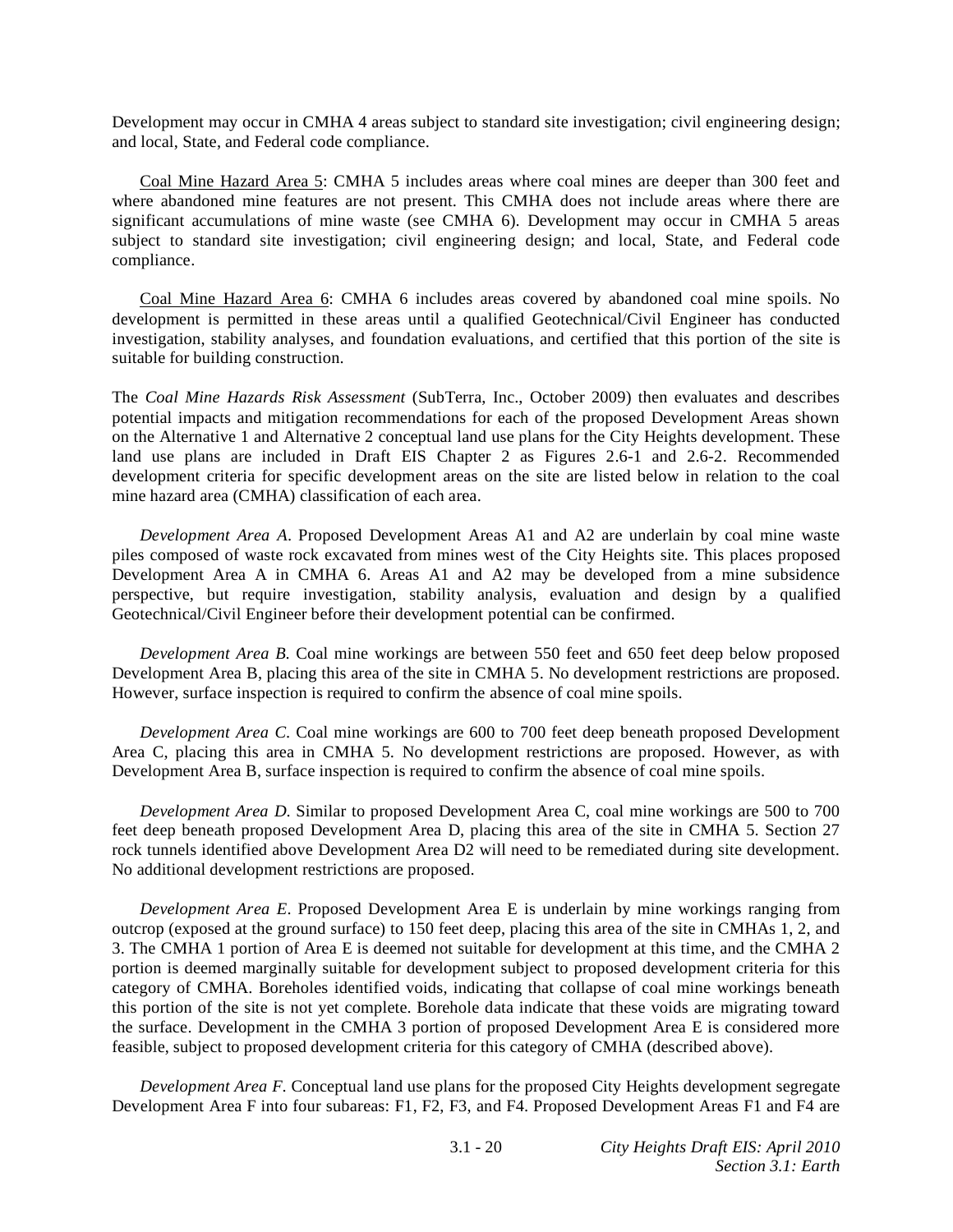Development may occur in CMHA 4 areas subject to standard site investigation; civil engineering design; and local, State, and Federal code compliance.

Coal Mine Hazard Area 5: CMHA 5 includes areas where coal mines are deeper than 300 feet and where abandoned mine features are not present. This CMHA does not include areas where there are significant accumulations of mine waste (see CMHA 6). Development may occur in CMHA 5 areas subject to standard site investigation; civil engineering design; and local, State, and Federal code compliance.

Coal Mine Hazard Area 6: CMHA 6 includes areas covered by abandoned coal mine spoils. No development is permitted in these areas until a qualified Geotechnical/Civil Engineer has conducted investigation, stability analyses, and foundation evaluations, and certified that this portion of the site is suitable for building construction.

The *Coal Mine Hazards Risk Assessment* (SubTerra, Inc., October 2009) then evaluates and describes potential impacts and mitigation recommendations for each of the proposed Development Areas shown on the Alternative 1 and Alternative 2 conceptual land use plans for the City Heights development. These land use plans are included in Draft EIS Chapter 2 as Figures 2.6-1 and 2.6-2. Recommended development criteria for specific development areas on the site are listed below in relation to the coal mine hazard area (CMHA) classification of each area.

*Development Area A*. Proposed Development Areas A1 and A2 are underlain by coal mine waste piles composed of waste rock excavated from mines west of the City Heights site. This places proposed Development Area A in CMHA 6. Areas A1 and A2 may be developed from a mine subsidence perspective, but require investigation, stability analysis, evaluation and design by a qualified Geotechnical/Civil Engineer before their development potential can be confirmed.

*Development Area B.* Coal mine workings are between 550 feet and 650 feet deep below proposed Development Area B, placing this area of the site in CMHA 5. No development restrictions are proposed. However, surface inspection is required to confirm the absence of coal mine spoils.

*Development Area C.* Coal mine workings are 600 to 700 feet deep beneath proposed Development Area C, placing this area in CMHA 5. No development restrictions are proposed. However, as with Development Area B, surface inspection is required to confirm the absence of coal mine spoils.

*Development Area D.* Similar to proposed Development Area C, coal mine workings are 500 to 700 feet deep beneath proposed Development Area D, placing this area of the site in CMHA 5. Section 27 rock tunnels identified above Development Area D2 will need to be remediated during site development. No additional development restrictions are proposed.

*Development Area E*. Proposed Development Area E is underlain by mine workings ranging from outcrop (exposed at the ground surface) to 150 feet deep, placing this area of the site in CMHAs 1, 2, and 3. The CMHA 1 portion of Area E is deemed not suitable for development at this time, and the CMHA 2 portion is deemed marginally suitable for development subject to proposed development criteria for this category of CMHA. Boreholes identified voids, indicating that collapse of coal mine workings beneath this portion of the site is not yet complete. Borehole data indicate that these voids are migrating toward the surface. Development in the CMHA 3 portion of proposed Development Area E is considered more feasible, subject to proposed development criteria for this category of CMHA (described above).

*Development Area F*. Conceptual land use plans for the proposed City Heights development segregate Development Area F into four subareas: F1, F2, F3, and F4. Proposed Development Areas F1 and F4 are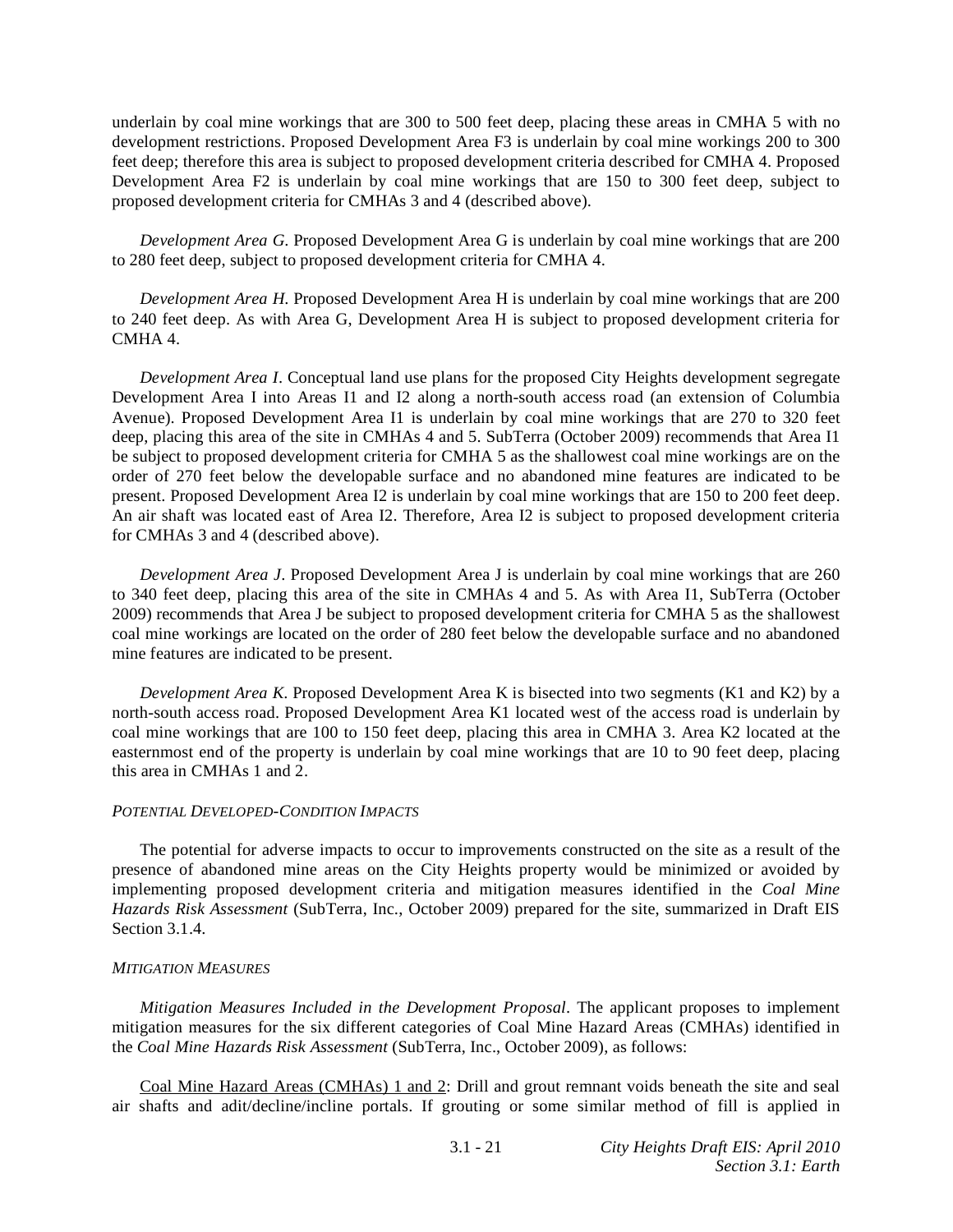underlain by coal mine workings that are 300 to 500 feet deep, placing these areas in CMHA 5 with no development restrictions. Proposed Development Area F3 is underlain by coal mine workings 200 to 300 feet deep; therefore this area is subject to proposed development criteria described for CMHA 4. Proposed Development Area F2 is underlain by coal mine workings that are 150 to 300 feet deep, subject to proposed development criteria for CMHAs 3 and 4 (described above).

*Development Area G*. Proposed Development Area G is underlain by coal mine workings that are 200 to 280 feet deep, subject to proposed development criteria for CMHA 4.

*Development Area H*. Proposed Development Area H is underlain by coal mine workings that are 200 to 240 feet deep. As with Area G, Development Area H is subject to proposed development criteria for CMHA 4.

*Development Area I*. Conceptual land use plans for the proposed City Heights development segregate Development Area I into Areas I1 and I2 along a north-south access road (an extension of Columbia Avenue). Proposed Development Area I1 is underlain by coal mine workings that are 270 to 320 feet deep, placing this area of the site in CMHAs 4 and 5. SubTerra (October 2009) recommends that Area I1 be subject to proposed development criteria for CMHA 5 as the shallowest coal mine workings are on the order of 270 feet below the developable surface and no abandoned mine features are indicated to be present. Proposed Development Area I2 is underlain by coal mine workings that are 150 to 200 feet deep. An air shaft was located east of Area I2. Therefore, Area I2 is subject to proposed development criteria for CMHAs 3 and 4 (described above).

*Development Area J*. Proposed Development Area J is underlain by coal mine workings that are 260 to 340 feet deep, placing this area of the site in CMHAs 4 and 5. As with Area I1, SubTerra (October 2009) recommends that Area J be subject to proposed development criteria for CMHA 5 as the shallowest coal mine workings are located on the order of 280 feet below the developable surface and no abandoned mine features are indicated to be present.

*Development Area K*. Proposed Development Area K is bisected into two segments (K1 and K2) by a north-south access road. Proposed Development Area K1 located west of the access road is underlain by coal mine workings that are 100 to 150 feet deep, placing this area in CMHA 3. Area K2 located at the easternmost end of the property is underlain by coal mine workings that are 10 to 90 feet deep, placing this area in CMHAs 1 and 2.

*POTENTIAL DEVELOPED-CONDITION IMPACTS*

The potential for adverse impacts to occur to improvements constructed on the site as a result of the presence of abandoned mine areas on the City Heights property would be minimized or avoided by implementing proposed development criteria and mitigation measures identified in the *Coal Mine Hazards Risk Assessment* (SubTerra, Inc., October 2009) prepared for the site, summarized in Draft EIS Section 3.1.4.

*MITIGATION MEASURES*

*Mitigation Measures Included in the Development Proposal*. The applicant proposes to implement mitigation measures for the six different categories of Coal Mine Hazard Areas (CMHAs) identified in the *Coal Mine Hazards Risk Assessment* (SubTerra, Inc., October 2009), as follows:

<u>Coal Mine Hazard Areas (CMHAs) 1 and 2</u>: Drill and grout remnant voids beneath the site and seal air shafts and adit/decline/incline portals. If grouting or some similar method of fill is applied in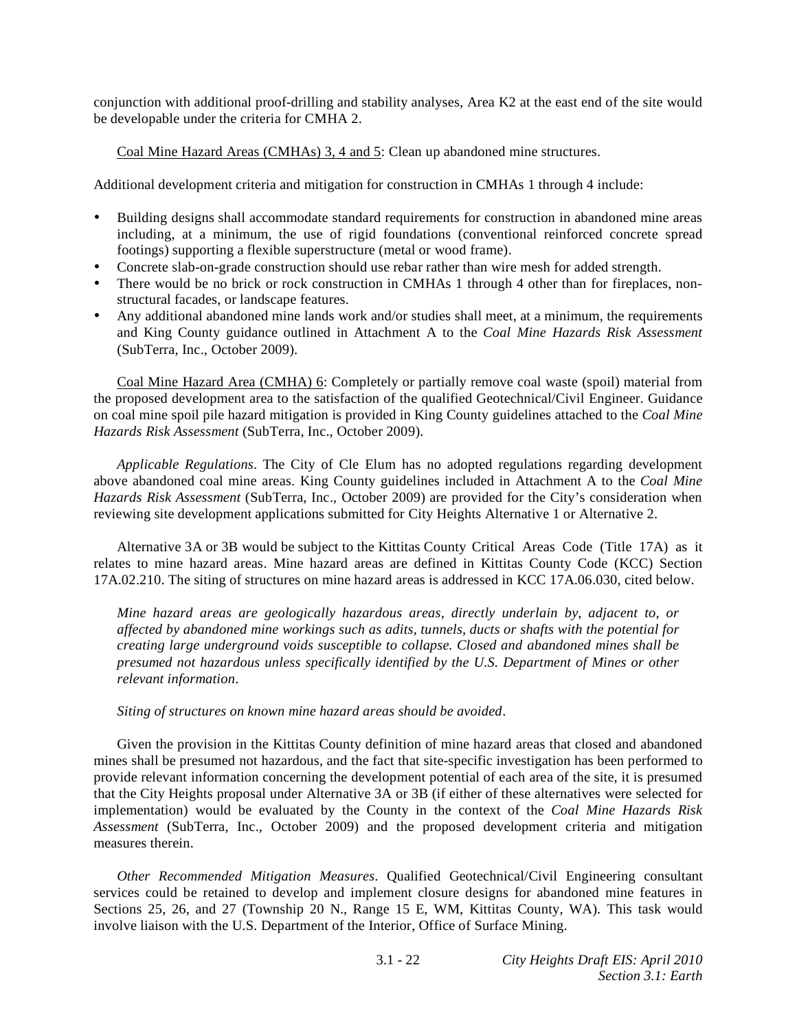conjunction with additional proof-drilling and stability analyses, Area K2 at the east end of the site would be developable under the criteria for CMHA 2.

<u>Coal Mine Hazard Areas (CMHAs) 3, 4 and 5</u>: Clean up abandoned mine structures.

Additional development criteria and mitigation for construction in CMHAs 1 through 4 include:

- Building designs shall accommodate standard requirements for construction in abandoned mine areas including, at a minimum, the use of rigid foundations (conventional reinforced concrete spread footings) supporting a flexible superstructure (metal or wood frame).
- Concrete slab-on-grade construction should use rebar rather than wire mesh for added strength.
- There would be no brick or rock construction in CMHAs 1 through 4 other than for fireplaces, non-structural facades, or landscape features.
- Any additional abandoned mine lands work and/or studies shall meet, at a minimum, the requirements and King County guidance outlined in Attachment A to the *Coal Mine Hazards Risk Assessment* (SubTerra, Inc., October 2009).

<u>Coal Mine Hazard Area (CMHA) 6</u>: Completely or partially remove coal waste (spoil) material from the proposed development area to the satisfaction of the qualified Geotechnical/Civil Engineer. Guidance on coal mine spoil pile hazard mitigation is provided in King County guidelines attached to the *Coal Mine Hazards Risk Assessment* (SubTerra, Inc., October 2009).

*Applicable Regulations*. The City of Cle Elum has no adopted regulations regarding development above abandoned coal mine areas. King County guidelines included in Attachment A to the *Coal Mine Hazards Risk Assessment* (SubTerra, Inc., October 2009) are provided for the City's consideration when reviewing site development applications submitted for City Heights Alternative 1 or Alternative 2.

Alternative 3A or 3B would be subject to the Kittitas County Critical Areas Code (Title 17A) as it relates to mine hazard areas. Mine hazard areas are defined in Kittitas County Code (KCC) Section 17A.02.210. The siting of structures on mine hazard areas is addressed in KCC 17A.06.030, cited below.

> *Mine hazard areas are geologically hazardous areas, directly underlain by, adjacent to, or affected by abandoned mine workings such as adits, tunnels, ducts or shafts with the potential for creating large underground voids susceptible to collapse. Closed and abandoned mines shall be presumed not hazardous unless specifically identified by the U.S. Department of Mines or other relevant information*.
>
> *Siting of structures on known mine hazard areas should be avoided*.

Given the provision in the Kittitas County definition of mine hazard areas that closed and abandoned mines shall be presumed not hazardous, and the fact that site-specific investigation has been performed to provide relevant information concerning the development potential of each area of the site, it is presumed that the City Heights proposal under Alternative 3A or 3B (if either of these alternatives were selected for implementation) would be evaluated by the County in the context of the *Coal Mine Hazards Risk Assessment* (SubTerra, Inc., October 2009) and the proposed development criteria and mitigation measures therein.

*Other Recommended Mitigation Measures*. Qualified Geotechnical/Civil Engineering consultant services could be retained to develop and implement closure designs for abandoned mine features in Sections 25, 26, and 27 (Township 20 N., Range 15 E, WM, Kittitas County, WA). This task would involve liaison with the U.S. Department of the Interior, Office of Surface Mining.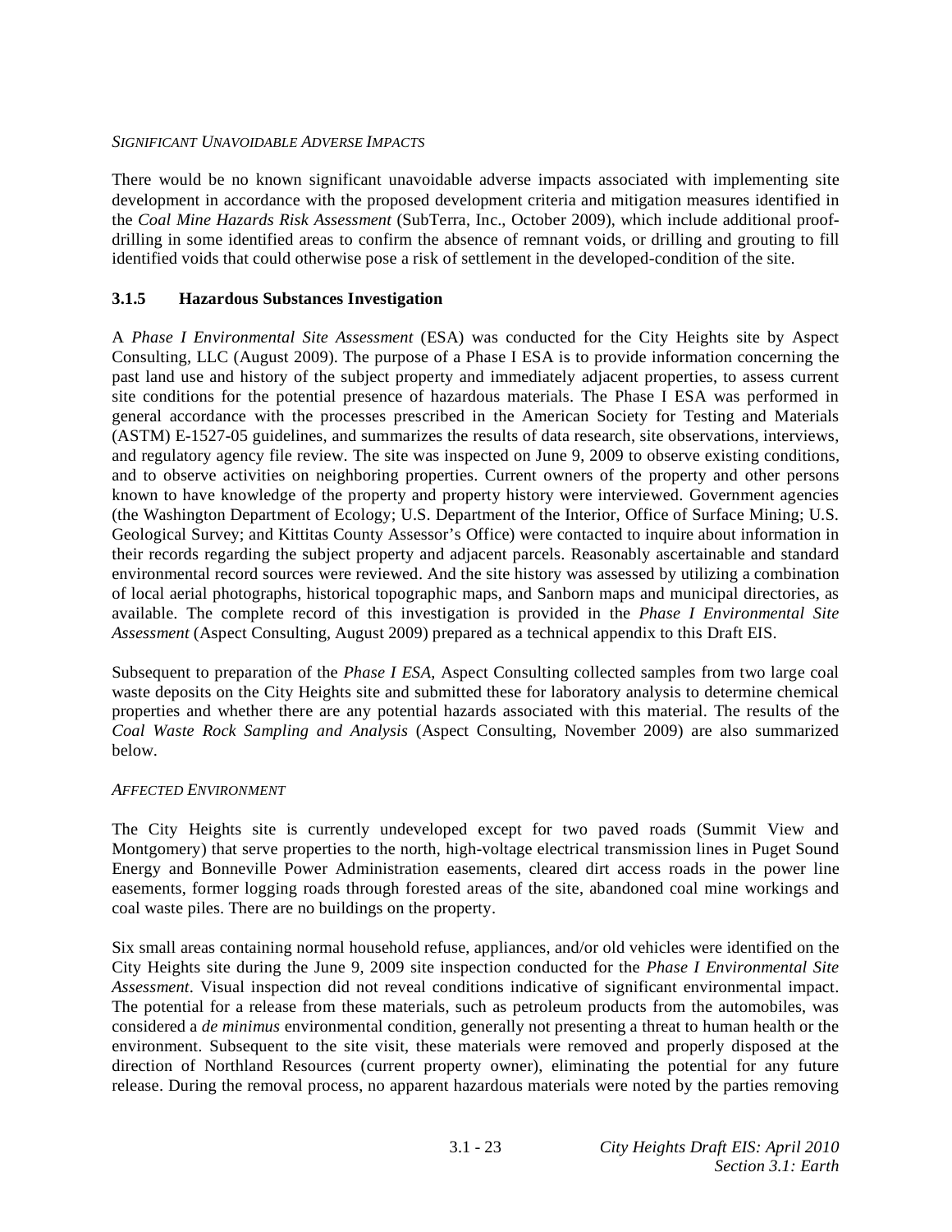*SIGNIFICANT UNAVOIDABLE ADVERSE IMPACTS*

There would be no known significant unavoidable adverse impacts associated with implementing site development in accordance with the proposed development criteria and mitigation measures identified in the *Coal Mine Hazards Risk Assessment* (SubTerra, Inc., October 2009), which include additional proof-drilling in some identified areas to confirm the absence of remnant voids, or drilling and grouting to fill identified voids that could otherwise pose a risk of settlement in the developed-condition of the site.

### 3.1.5 Hazardous Substances Investigation

A *Phase I Environmental Site Assessment* (ESA) was conducted for the City Heights site by Aspect Consulting, LLC (August 2009). The purpose of a Phase I ESA is to provide information concerning the past land use and history of the subject property and immediately adjacent properties, to assess current site conditions for the potential presence of hazardous materials. The Phase I ESA was performed in general accordance with the processes prescribed in the American Society for Testing and Materials (ASTM) E-1527-05 guidelines, and summarizes the results of data research, site observations, interviews, and regulatory agency file review. The site was inspected on June 9, 2009 to observe existing conditions, and to observe activities on neighboring properties. Current owners of the property and other persons known to have knowledge of the property and property history were interviewed. Government agencies (the Washington Department of Ecology; U.S. Department of the Interior, Office of Surface Mining; U.S. Geological Survey; and Kittitas County Assessor's Office) were contacted to inquire about information in their records regarding the subject property and adjacent parcels. Reasonably ascertainable and standard environmental record sources were reviewed. And the site history was assessed by utilizing a combination of local aerial photographs, historical topographic maps, and Sanborn maps and municipal directories, as available. The complete record of this investigation is provided in the *Phase I Environmental Site Assessment* (Aspect Consulting, August 2009) prepared as a technical appendix to this Draft EIS.

Subsequent to preparation of the *Phase I ESA*, Aspect Consulting collected samples from two large coal waste deposits on the City Heights site and submitted these for laboratory analysis to determine chemical properties and whether there are any potential hazards associated with this material. The results of the *Coal Waste Rock Sampling and Analysis* (Aspect Consulting, November 2009) are also summarized below.

*AFFECTED ENVIRONMENT*

The City Heights site is currently undeveloped except for two paved roads (Summit View and Montgomery) that serve properties to the north, high-voltage electrical transmission lines in Puget Sound Energy and Bonneville Power Administration easements, cleared dirt access roads in the power line easements, former logging roads through forested areas of the site, abandoned coal mine workings and coal waste piles. There are no buildings on the property.

Six small areas containing normal household refuse, appliances, and/or old vehicles were identified on the City Heights site during the June 9, 2009 site inspection conducted for the *Phase I Environmental Site Assessment*. Visual inspection did not reveal conditions indicative of significant environmental impact. The potential for a release from these materials, such as petroleum products from the automobiles, was considered a *de minimus* environmental condition, generally not presenting a threat to human health or the environment. Subsequent to the site visit, these materials were removed and properly disposed at the direction of Northland Resources (current property owner), eliminating the potential for any future release. During the removal process, no apparent hazardous materials were noted by the parties removing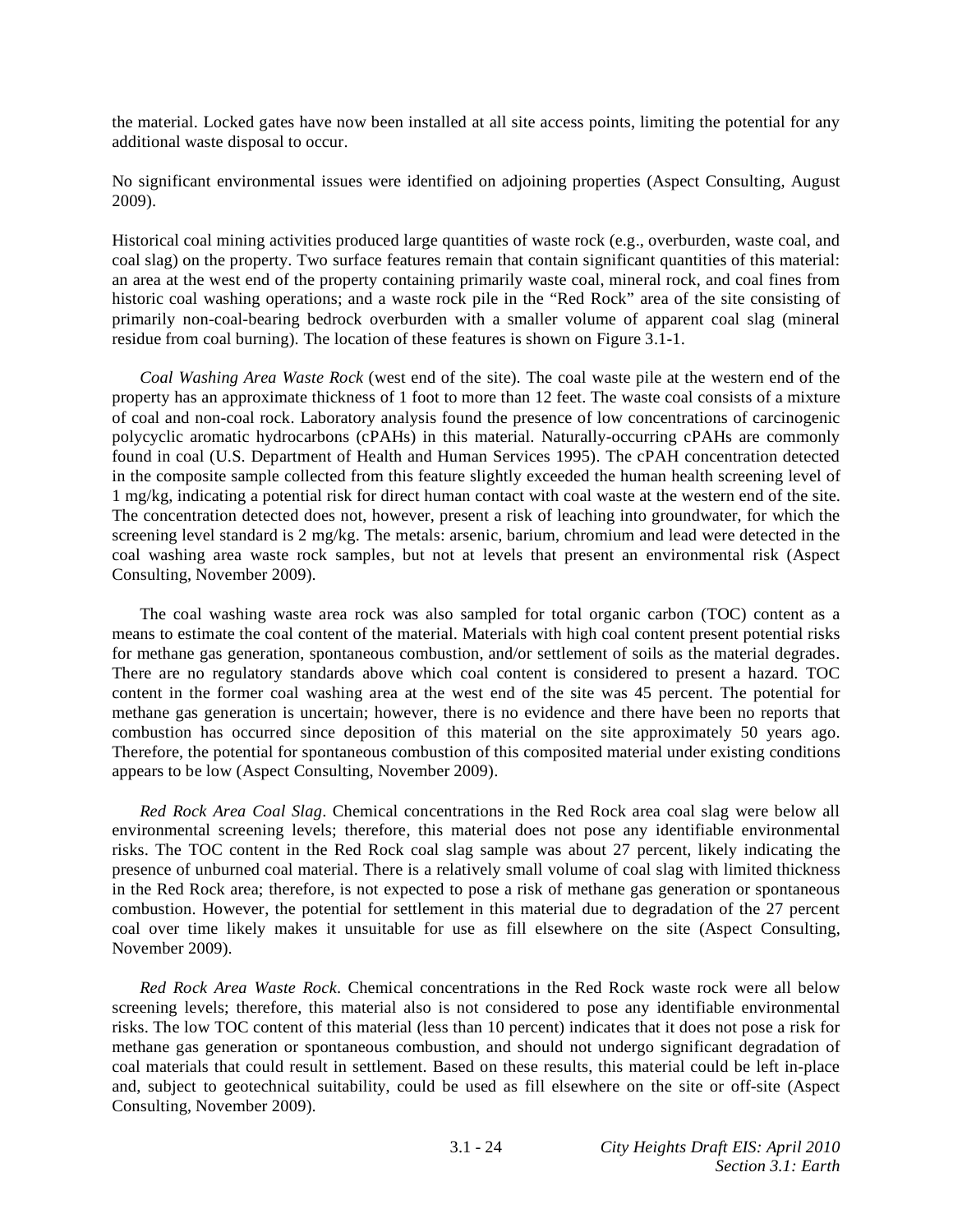the material. Locked gates have now been installed at all site access points, limiting the potential for any additional waste disposal to occur.

No significant environmental issues were identified on adjoining properties (Aspect Consulting, August 2009).

Historical coal mining activities produced large quantities of waste rock (e.g., overburden, waste coal, and coal slag) on the property. Two surface features remain that contain significant quantities of this material: an area at the west end of the property containing primarily waste coal, mineral rock, and coal fines from historic coal washing operations; and a waste rock pile in the "Red Rock" area of the site consisting of primarily non-coal-bearing bedrock overburden with a smaller volume of apparent coal slag (mineral residue from coal burning). The location of these features is shown on Figure 3.1-1.

*Coal Washing Area Waste Rock* (west end of the site). The coal waste pile at the western end of the property has an approximate thickness of 1 foot to more than 12 feet. The waste coal consists of a mixture of coal and non-coal rock. Laboratory analysis found the presence of low concentrations of carcinogenic polycyclic aromatic hydrocarbons (cPAHs) in this material. Naturally-occurring cPAHs are commonly found in coal (U.S. Department of Health and Human Services 1995). The cPAH concentration detected in the composite sample collected from this feature slightly exceeded the human health screening level of 1 mg/kg, indicating a potential risk for direct human contact with coal waste at the western end of the site. The concentration detected does not, however, present a risk of leaching into groundwater, for which the screening level standard is 2 mg/kg. The metals: arsenic, barium, chromium and lead were detected in the coal washing area waste rock samples, but not at levels that present an environmental risk (Aspect Consulting, November 2009).

The coal washing waste area rock was also sampled for total organic carbon (TOC) content as a means to estimate the coal content of the material. Materials with high coal content present potential risks for methane gas generation, spontaneous combustion, and/or settlement of soils as the material degrades. There are no regulatory standards above which coal content is considered to present a hazard. TOC content in the former coal washing area at the west end of the site was 45 percent. The potential for methane gas generation is uncertain; however, there is no evidence and there have been no reports that combustion has occurred since deposition of this material on the site approximately 50 years ago. Therefore, the potential for spontaneous combustion of this composited material under existing conditions appears to be low (Aspect Consulting, November 2009).

*Red Rock Area Coal Slag*. Chemical concentrations in the Red Rock area coal slag were below all environmental screening levels; therefore, this material does not pose any identifiable environmental risks. The TOC content in the Red Rock coal slag sample was about 27 percent, likely indicating the presence of unburned coal material. There is a relatively small volume of coal slag with limited thickness in the Red Rock area; therefore, is not expected to pose a risk of methane gas generation or spontaneous combustion. However, the potential for settlement in this material due to degradation of the 27 percent coal over time likely makes it unsuitable for use as fill elsewhere on the site (Aspect Consulting, November 2009).

*Red Rock Area Waste Rock*. Chemical concentrations in the Red Rock waste rock were all below screening levels; therefore, this material also is not considered to pose any identifiable environmental risks. The low TOC content of this material (less than 10 percent) indicates that it does not pose a risk for methane gas generation or spontaneous combustion, and should not undergo significant degradation of coal materials that could result in settlement. Based on these results, this material could be left in-place and, subject to geotechnical suitability, could be used as fill elsewhere on the site or off-site (Aspect Consulting, November 2009).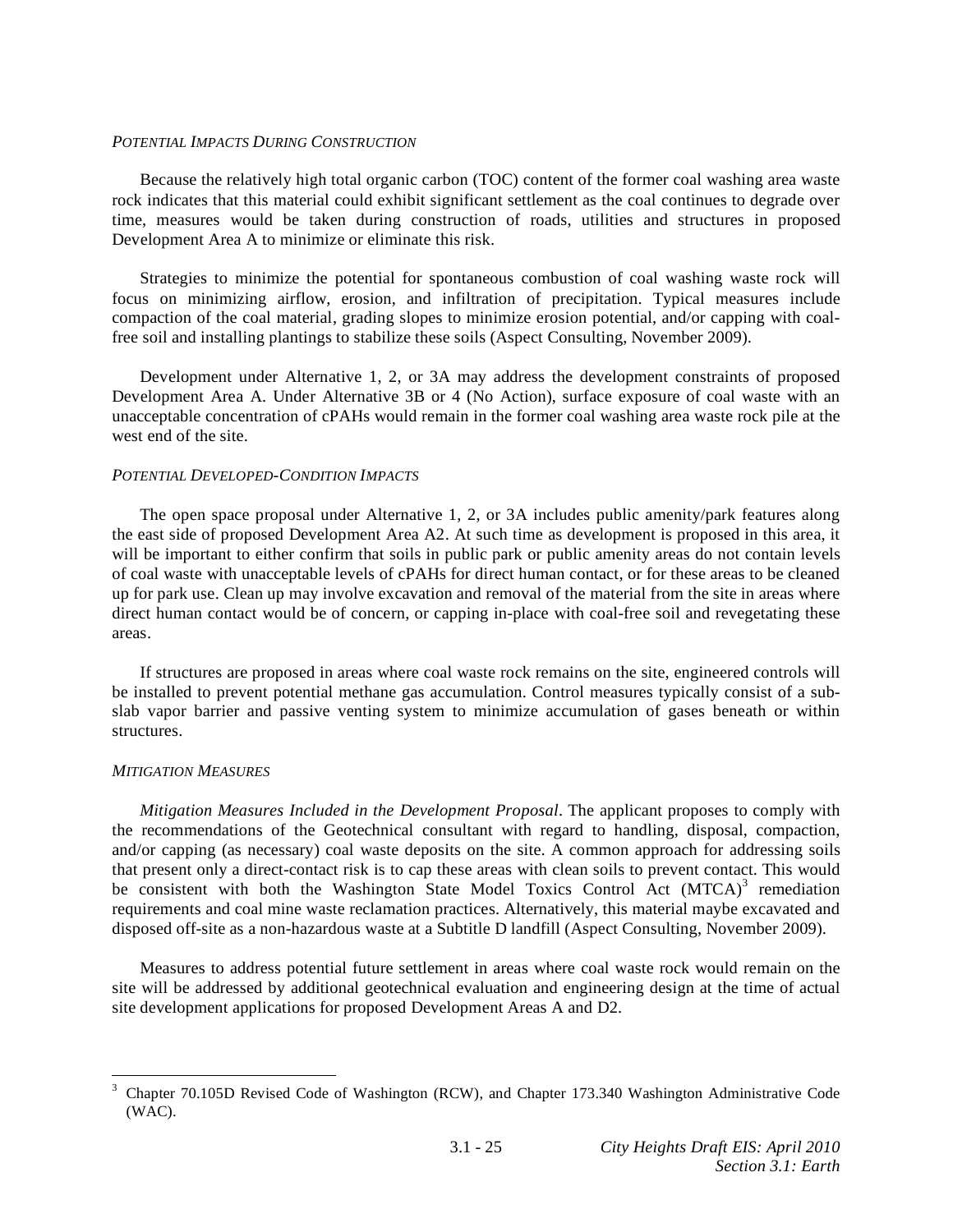*POTENTIAL IMPACTS DURING CONSTRUCTION*

Because the relatively high total organic carbon (TOC) content of the former coal washing area waste rock indicates that this material could exhibit significant settlement as the coal continues to degrade over time, measures would be taken during construction of roads, utilities and structures in proposed Development Area A to minimize or eliminate this risk.

Strategies to minimize the potential for spontaneous combustion of coal washing waste rock will focus on minimizing airflow, erosion, and infiltration of precipitation. Typical measures include compaction of the coal material, grading slopes to minimize erosion potential, and/or capping with coal-free soil and installing plantings to stabilize these soils (Aspect Consulting, November 2009).

Development under Alternative 1, 2, or 3A may address the development constraints of proposed Development Area A. Under Alternative 3B or 4 (No Action), surface exposure of coal waste with an unacceptable concentration of cPAHs would remain in the former coal washing area waste rock pile at the west end of the site.

*POTENTIAL DEVELOPED-CONDITION IMPACTS*

The open space proposal under Alternative 1, 2, or 3A includes public amenity/park features along the east side of proposed Development Area A2. At such time as development is proposed in this area, it will be important to either confirm that soils in public park or public amenity areas do not contain levels of coal waste with unacceptable levels of cPAHs for direct human contact, or for these areas to be cleaned up for park use. Clean up may involve excavation and removal of the material from the site in areas where direct human contact would be of concern, or capping in-place with coal-free soil and revegetating these areas.

If structures are proposed in areas where coal waste rock remains on the site, engineered controls will be installed to prevent potential methane gas accumulation. Control measures typically consist of a sub-slab vapor barrier and passive venting system to minimize accumulation of gases beneath or within structures.

*MITIGATION MEASURES*

*Mitigation Measures Included in the Development Proposal*. The applicant proposes to comply with the recommendations of the Geotechnical consultant with regard to handling, disposal, compaction, and/or capping (as necessary) coal waste deposits on the site. A common approach for addressing soils that present only a direct-contact risk is to cap these areas with clean soils to prevent contact. This would be consistent with both the Washington State Model Toxics Control Act (MTCA)[3] remediation requirements and coal mine waste reclamation practices. Alternatively, this material maybe excavated and disposed off-site as a non-hazardous waste at a Subtitle D landfill (Aspect Consulting, November 2009).

Measures to address potential future settlement in areas where coal waste rock would remain on the site will be addressed by additional geotechnical evaluation and engineering design at the time of actual site development applications for proposed Development Areas A and D2.

---

[3] Chapter 70.105D Revised Code of Washington (RCW), and Chapter 173.340 Washington Administrative Code (WAC).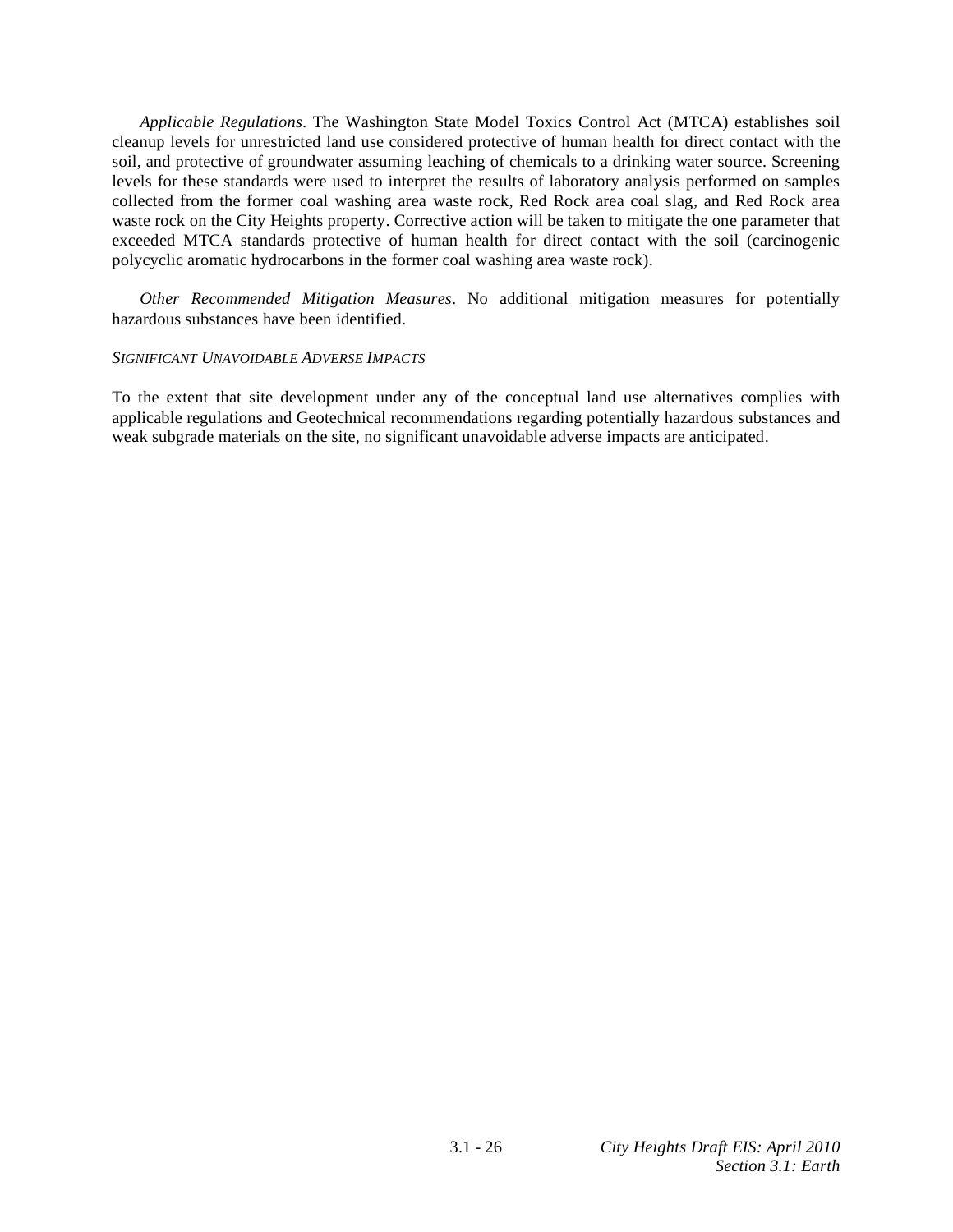*Applicable Regulations*. The Washington State Model Toxics Control Act (MTCA) establishes soil cleanup levels for unrestricted land use considered protective of human health for direct contact with the soil, and protective of groundwater assuming leaching of chemicals to a drinking water source. Screening levels for these standards were used to interpret the results of laboratory analysis performed on samples collected from the former coal washing area waste rock, Red Rock area coal slag, and Red Rock area waste rock on the City Heights property. Corrective action will be taken to mitigate the one parameter that exceeded MTCA standards protective of human health for direct contact with the soil (carcinogenic polycyclic aromatic hydrocarbons in the former coal washing area waste rock).

*Other Recommended Mitigation Measures*. No additional mitigation measures for potentially hazardous substances have been identified.

#### *SIGNIFICANT UNAVOIDABLE ADVERSE IMPACTS*

To the extent that site development under any of the conceptual land use alternatives complies with applicable regulations and Geotechnical recommendations regarding potentially hazardous substances and weak subgrade materials on the site, no significant unavoidable adverse impacts are anticipated.